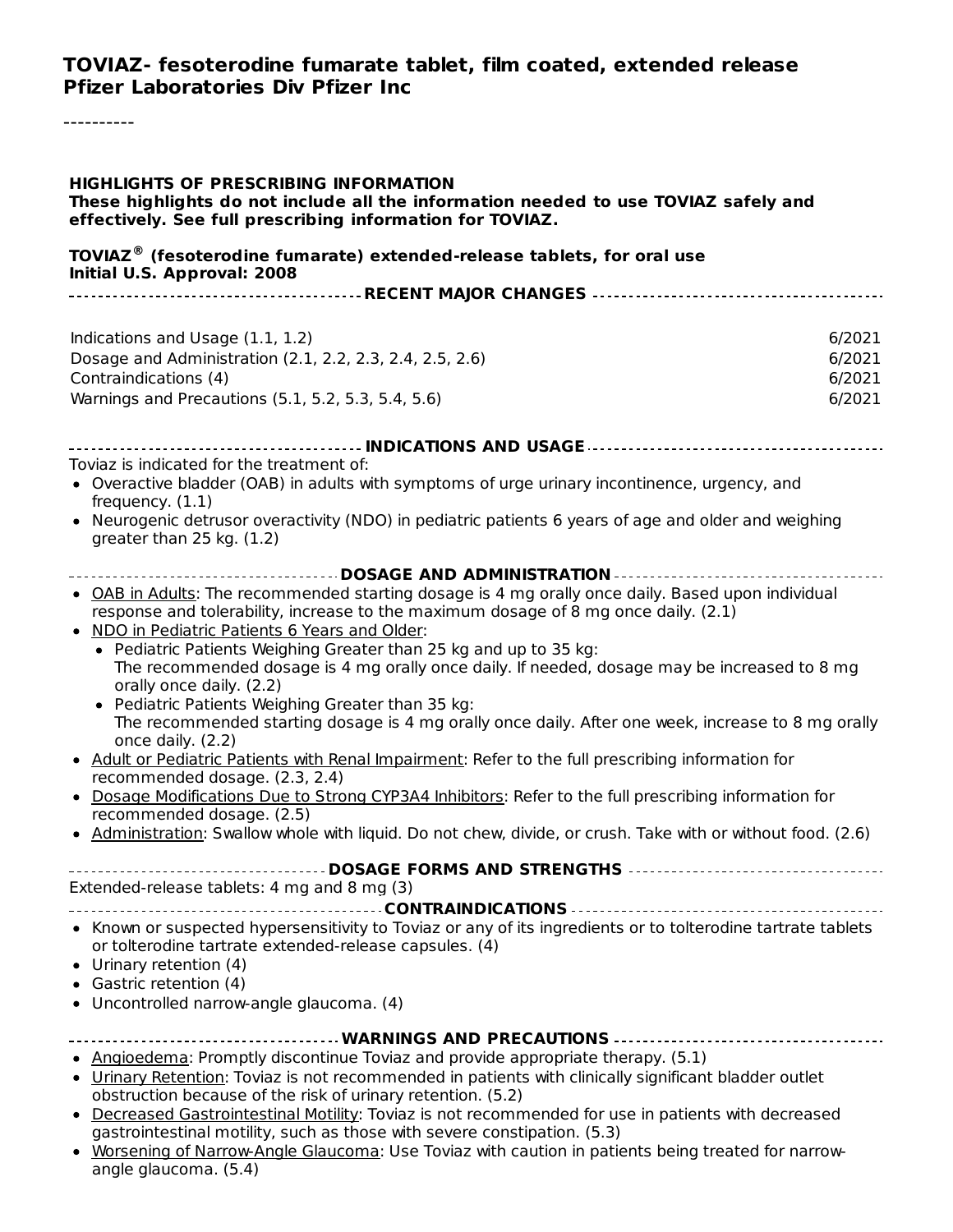**TOVIAZ- fesoterodine fumarate tablet, film coated, extended release**
**Pfizer Laboratories Div Pfizer Inc**

----------

**HIGHLIGHTS OF PRESCRIBING INFORMATION**
**These highlights do not include all the information needed to use TOVIAZ safely and effectively. See full prescribing information for TOVIAZ.**

**TOVIAZ® (fesoterodine fumarate) extended-release tablets, for oral use**
**Initial U.S. Approval: 2008**

## RECENT MAJOR CHANGES

| | |
|---|---|
| Indications and Usage (1.1, 1.2) | 6/2021 |
| Dosage and Administration (2.1, 2.2, 2.3, 2.4, 2.5, 2.6) | 6/2021 |
| Contraindications (4) | 6/2021 |
| Warnings and Precautions (5.1, 5.2, 5.3, 5.4, 5.6) | 6/2021 |

## INDICATIONS AND USAGE

Toviaz is indicated for the treatment of:

- Overactive bladder (OAB) in adults with symptoms of urge urinary incontinence, urgency, and frequency. (1.1)
- Neurogenic detrusor overactivity (NDO) in pediatric patients 6 years of age and older and weighing greater than 25 kg. (1.2)

## DOSAGE AND ADMINISTRATION

- OAB in Adults: The recommended starting dosage is 4 mg orally once daily. Based upon individual response and tolerability, increase to the maximum dosage of 8 mg once daily. (2.1)
- NDO in Pediatric Patients 6 Years and Older:
  - Pediatric Patients Weighing Greater than 25 kg and up to 35 kg:
    The recommended dosage is 4 mg orally once daily. If needed, dosage may be increased to 8 mg orally once daily. (2.2)
  - Pediatric Patients Weighing Greater than 35 kg:
    The recommended starting dosage is 4 mg orally once daily. After one week, increase to 8 mg orally once daily. (2.2)
- Adult or Pediatric Patients with Renal Impairment: Refer to the full prescribing information for recommended dosage. (2.3, 2.4)
- Dosage Modifications Due to Strong CYP3A4 Inhibitors: Refer to the full prescribing information for recommended dosage. (2.5)
- Administration: Swallow whole with liquid. Do not chew, divide, or crush. Take with or without food. (2.6)

## DOSAGE FORMS AND STRENGTHS

Extended-release tablets: 4 mg and 8 mg (3)

## CONTRAINDICATIONS

- Known or suspected hypersensitivity to Toviaz or any of its ingredients or to tolterodine tartrate tablets or tolterodine tartrate extended-release capsules. (4)
- Urinary retention (4)
- Gastric retention (4)
- Uncontrolled narrow-angle glaucoma. (4)

## WARNINGS AND PRECAUTIONS

- Angioedema: Promptly discontinue Toviaz and provide appropriate therapy. (5.1)
- Urinary Retention: Toviaz is not recommended in patients with clinically significant bladder outlet obstruction because of the risk of urinary retention. (5.2)
- Decreased Gastrointestinal Motility: Toviaz is not recommended for use in patients with decreased gastrointestinal motility, such as those with severe constipation. (5.3)
- Worsening of Narrow-Angle Glaucoma: Use Toviaz with caution in patients being treated for narrow-angle glaucoma. (5.4)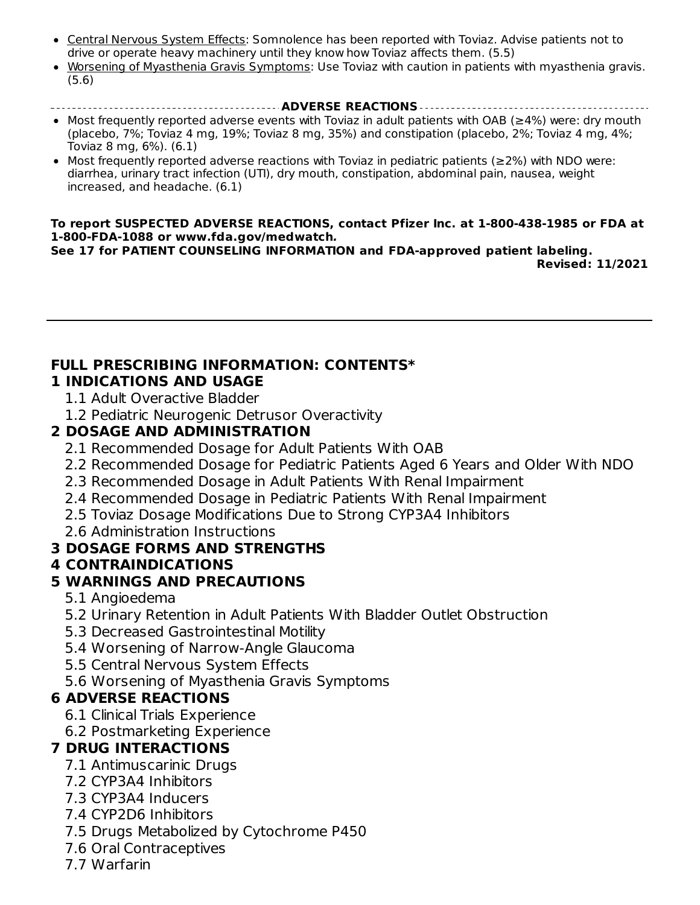- Central Nervous System Effects: Somnolence has been reported with Toviaz. Advise patients not to drive or operate heavy machinery until they know how Toviaz affects them. (5.5)
- Worsening of Myasthenia Gravis Symptoms: Use Toviaz with caution in patients with myasthenia gravis. (5.6)

**ADVERSE REACTIONS**

- Most frequently reported adverse events with Toviaz in adult patients with OAB (≥4%) were: dry mouth (placebo, 7%; Toviaz 4 mg, 19%; Toviaz 8 mg, 35%) and constipation (placebo, 2%; Toviaz 4 mg, 4%; Toviaz 8 mg, 6%). (6.1)
- Most frequently reported adverse reactions with Toviaz in pediatric patients (≥2%) with NDO were: diarrhea, urinary tract infection (UTI), dry mouth, constipation, abdominal pain, nausea, weight increased, and headache. (6.1)

**To report SUSPECTED ADVERSE REACTIONS, contact Pfizer Inc. at 1-800-438-1985 or FDA at 1-800-FDA-1088 or www.fda.gov/medwatch.**

**See 17 for PATIENT COUNSELING INFORMATION and FDA-approved patient labeling.**

**Revised: 11/2021**

---

## FULL PRESCRIBING INFORMATION: CONTENTS*

### 1 INDICATIONS AND USAGE
- 1.1 Adult Overactive Bladder
- 1.2 Pediatric Neurogenic Detrusor Overactivity

### 2 DOSAGE AND ADMINISTRATION
- 2.1 Recommended Dosage for Adult Patients With OAB
- 2.2 Recommended Dosage for Pediatric Patients Aged 6 Years and Older With NDO
- 2.3 Recommended Dosage in Adult Patients With Renal Impairment
- 2.4 Recommended Dosage in Pediatric Patients With Renal Impairment
- 2.5 Toviaz Dosage Modifications Due to Strong CYP3A4 Inhibitors
- 2.6 Administration Instructions

### 3 DOSAGE FORMS AND STRENGTHS

### 4 CONTRAINDICATIONS

### 5 WARNINGS AND PRECAUTIONS
- 5.1 Angioedema
- 5.2 Urinary Retention in Adult Patients With Bladder Outlet Obstruction
- 5.3 Decreased Gastrointestinal Motility
- 5.4 Worsening of Narrow-Angle Glaucoma
- 5.5 Central Nervous System Effects
- 5.6 Worsening of Myasthenia Gravis Symptoms

### 6 ADVERSE REACTIONS
- 6.1 Clinical Trials Experience
- 6.2 Postmarketing Experience

### 7 DRUG INTERACTIONS
- 7.1 Antimuscarinic Drugs
- 7.2 CYP3A4 Inhibitors
- 7.3 CYP3A4 Inducers
- 7.4 CYP2D6 Inhibitors
- 7.5 Drugs Metabolized by Cytochrome P450
- 7.6 Oral Contraceptives
- 7.7 Warfarin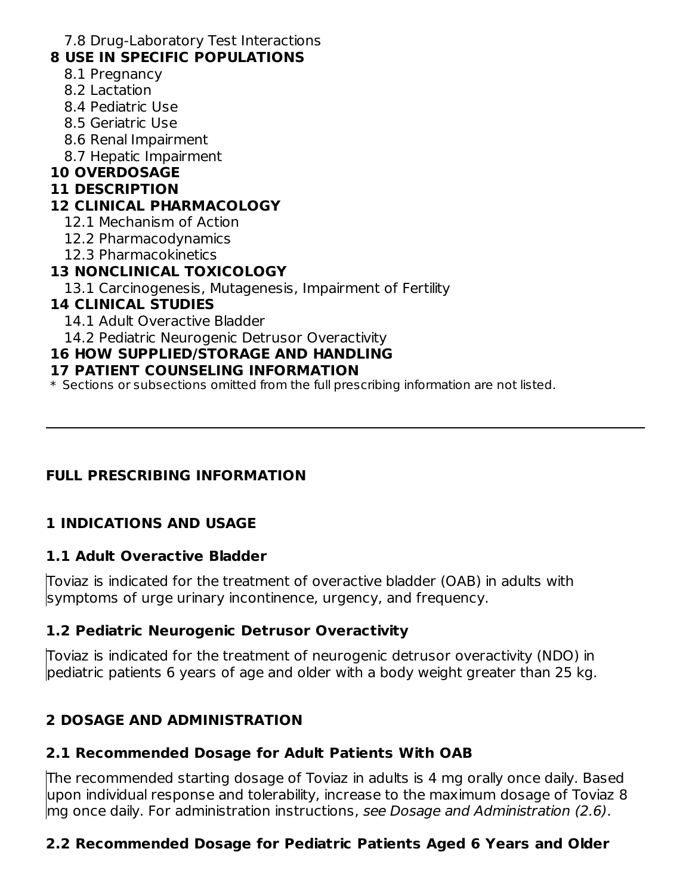7.8 Drug-Laboratory Test Interactions

**8 USE IN SPECIFIC POPULATIONS**

8.1 Pregnancy

8.2 Lactation

8.4 Pediatric Use

8.5 Geriatric Use

8.6 Renal Impairment

8.7 Hepatic Impairment

**10 OVERDOSAGE**

**11 DESCRIPTION**

**12 CLINICAL PHARMACOLOGY**

12.1 Mechanism of Action

12.2 Pharmacodynamics

12.3 Pharmacokinetics

**13 NONCLINICAL TOXICOLOGY**

13.1 Carcinogenesis, Mutagenesis, Impairment of Fertility

**14 CLINICAL STUDIES**

14.1 Adult Overactive Bladder

14.2 Pediatric Neurogenic Detrusor Overactivity

**16 HOW SUPPLIED/STORAGE AND HANDLING**

**17 PATIENT COUNSELING INFORMATION**

\* Sections or subsections omitted from the full prescribing information are not listed.

---

# FULL PRESCRIBING INFORMATION

## 1 INDICATIONS AND USAGE

### 1.1 Adult Overactive Bladder

Toviaz is indicated for the treatment of overactive bladder (OAB) in adults with symptoms of urge urinary incontinence, urgency, and frequency.

### 1.2 Pediatric Neurogenic Detrusor Overactivity

Toviaz is indicated for the treatment of neurogenic detrusor overactivity (NDO) in pediatric patients 6 years of age and older with a body weight greater than 25 kg.

## 2 DOSAGE AND ADMINISTRATION

### 2.1 Recommended Dosage for Adult Patients With OAB

The recommended starting dosage of Toviaz in adults is 4 mg orally once daily. Based upon individual response and tolerability, increase to the maximum dosage of Toviaz 8 mg once daily. For administration instructions, *see Dosage and Administration (2.6)*.

### 2.2 Recommended Dosage for Pediatric Patients Aged 6 Years and Older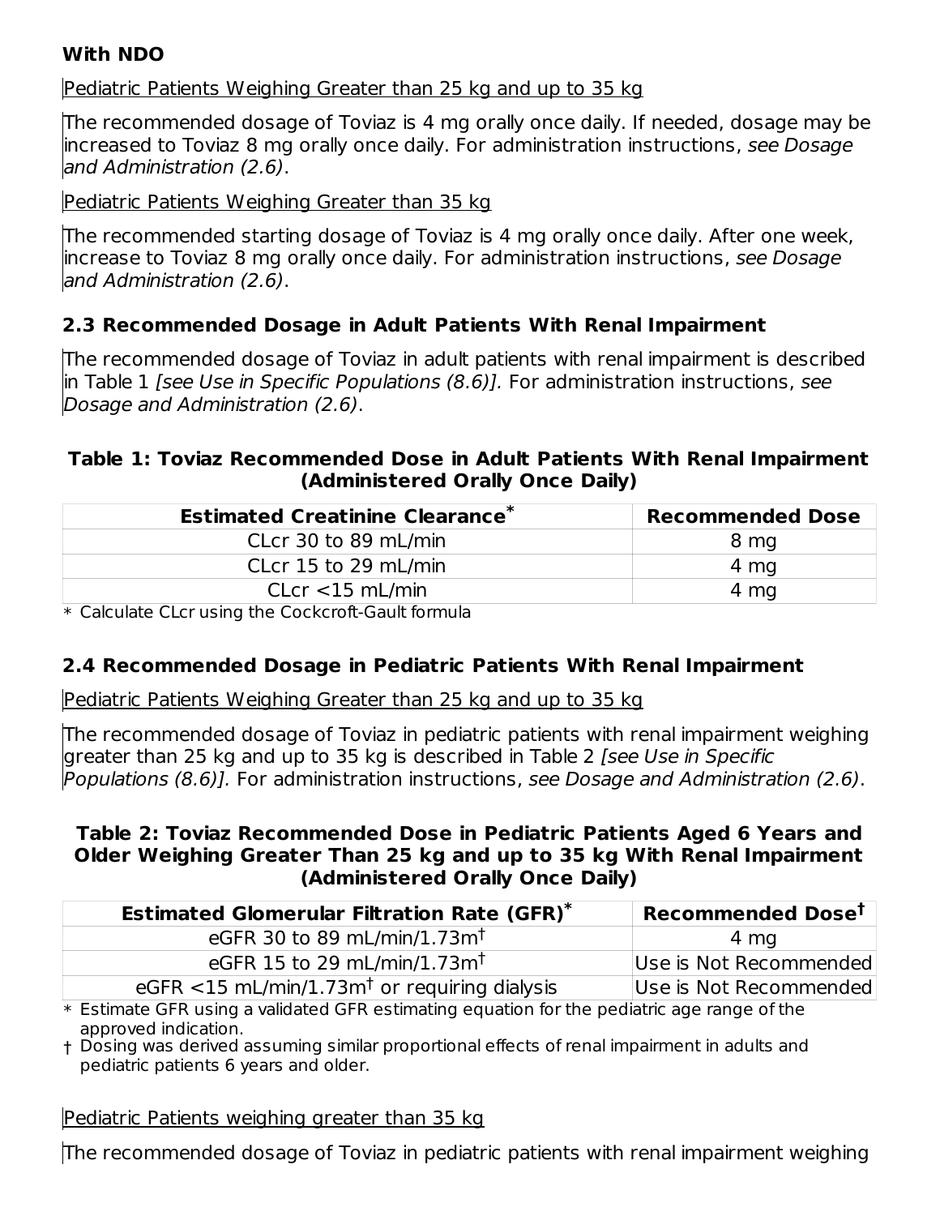**With NDO**

Pediatric Patients Weighing Greater than 25 kg and up to 35 kg

The recommended dosage of Toviaz is 4 mg orally once daily. If needed, dosage may be increased to Toviaz 8 mg orally once daily. For administration instructions, *see Dosage and Administration (2.6)*.

Pediatric Patients Weighing Greater than 35 kg

The recommended starting dosage of Toviaz is 4 mg orally once daily. After one week, increase to Toviaz 8 mg orally once daily. For administration instructions, *see Dosage and Administration (2.6)*.

### 2.3 Recommended Dosage in Adult Patients With Renal Impairment

The recommended dosage of Toviaz in adult patients with renal impairment is described in Table 1 *[see Use in Specific Populations (8.6)].* For administration instructions, *see Dosage and Administration (2.6)*.

**Table 1: Toviaz Recommended Dose in Adult Patients With Renal Impairment (Administered Orally Once Daily)**

| Estimated Creatinine Clearance* | Recommended Dose |
|---|---|
| CLcr 30 to 89 mL/min | 8 mg |
| CLcr 15 to 29 mL/min | 4 mg |
| CLcr <15 mL/min | 4 mg |

\* Calculate CLcr using the Cockcroft-Gault formula

### 2.4 Recommended Dosage in Pediatric Patients With Renal Impairment

Pediatric Patients Weighing Greater than 25 kg and up to 35 kg

The recommended dosage of Toviaz in pediatric patients with renal impairment weighing greater than 25 kg and up to 35 kg is described in Table 2 *[see Use in Specific Populations (8.6)].* For administration instructions, *see Dosage and Administration (2.6)*.

**Table 2: Toviaz Recommended Dose in Pediatric Patients Aged 6 Years and Older Weighing Greater Than 25 kg and up to 35 kg With Renal Impairment (Administered Orally Once Daily)**

| Estimated Glomerular Filtration Rate (GFR)* | Recommended Dose† |
|---|---|
| eGFR 30 to 89 mL/min/1.73m† | 4 mg |
| eGFR 15 to 29 mL/min/1.73m† | Use is Not Recommended |
| eGFR <15 mL/min/1.73m† or requiring dialysis | Use is Not Recommended |

\* Estimate GFR using a validated GFR estimating equation for the pediatric age range of the approved indication.

† Dosing was derived assuming similar proportional effects of renal impairment in adults and pediatric patients 6 years and older.

Pediatric Patients weighing greater than 35 kg

The recommended dosage of Toviaz in pediatric patients with renal impairment weighing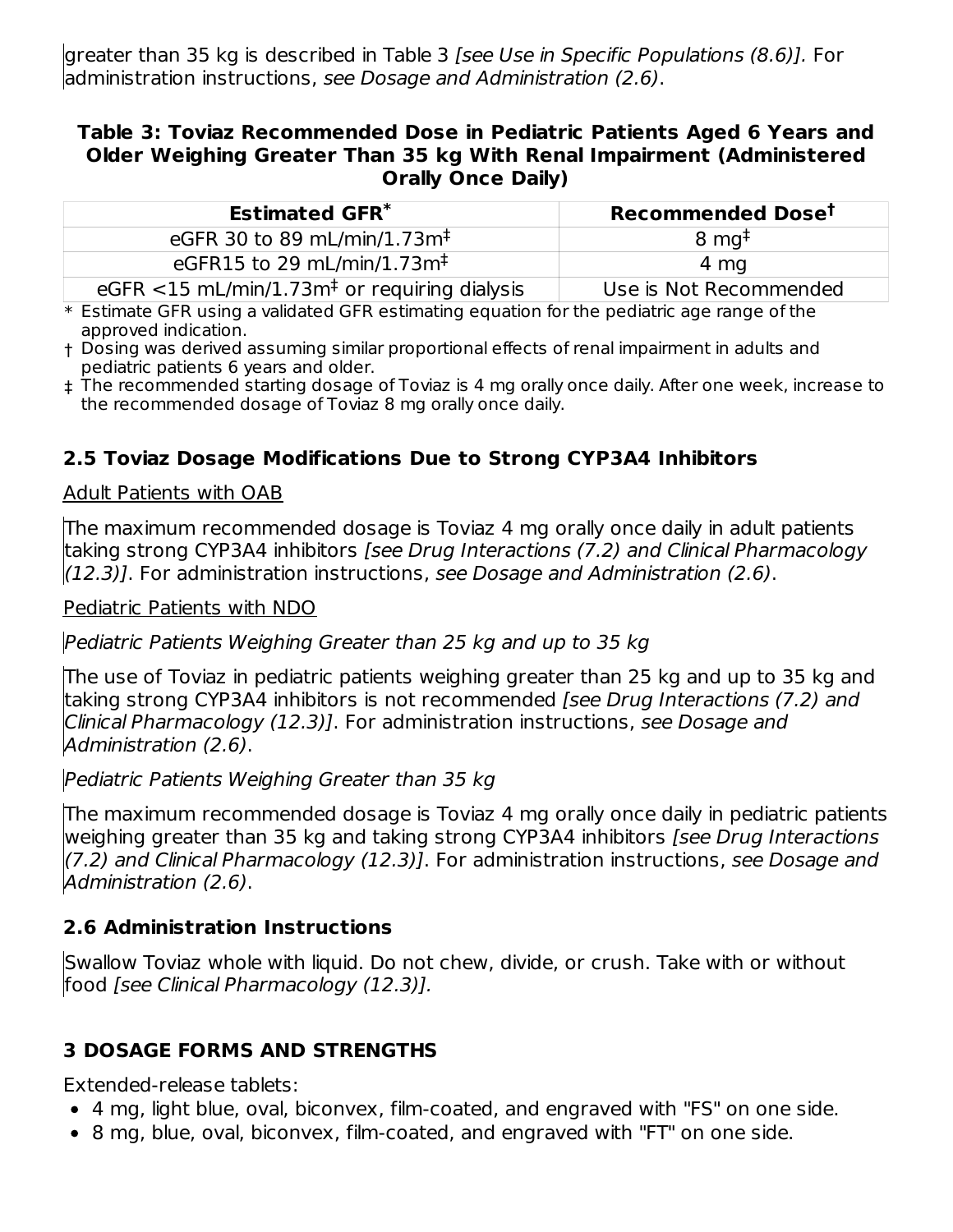greater than 35 kg is described in Table 3 *[see Use in Specific Populations (8.6)]*. For administration instructions, *see Dosage and Administration (2.6)*.

**Table 3: Toviaz Recommended Dose in Pediatric Patients Aged 6 Years and Older Weighing Greater Than 35 kg With Renal Impairment (Administered Orally Once Daily)**

| Estimated GFR* | Recommended Dose† |
| --- | --- |
| eGFR 30 to 89 mL/min/1.73m‡ | 8 mg‡ |
| eGFR15 to 29 mL/min/1.73m‡ | 4 mg |
| eGFR <15 mL/min/1.73m‡ or requiring dialysis | Use is Not Recommended |

\* Estimate GFR using a validated GFR estimating equation for the pediatric age range of the approved indication.

† Dosing was derived assuming similar proportional effects of renal impairment in adults and pediatric patients 6 years and older.

‡ The recommended starting dosage of Toviaz is 4 mg orally once daily. After one week, increase to the recommended dosage of Toviaz 8 mg orally once daily.

## 2.5 Toviaz Dosage Modifications Due to Strong CYP3A4 Inhibitors

Adult Patients with OAB

The maximum recommended dosage is Toviaz 4 mg orally once daily in adult patients taking strong CYP3A4 inhibitors *[see Drug Interactions (7.2) and Clinical Pharmacology (12.3)]*. For administration instructions, *see Dosage and Administration (2.6)*.

Pediatric Patients with NDO

*Pediatric Patients Weighing Greater than 25 kg and up to 35 kg*

The use of Toviaz in pediatric patients weighing greater than 25 kg and up to 35 kg and taking strong CYP3A4 inhibitors is not recommended *[see Drug Interactions (7.2) and Clinical Pharmacology (12.3)]*. For administration instructions, *see Dosage and Administration (2.6)*.

*Pediatric Patients Weighing Greater than 35 kg*

The maximum recommended dosage is Toviaz 4 mg orally once daily in pediatric patients weighing greater than 35 kg and taking strong CYP3A4 inhibitors *[see Drug Interactions (7.2) and Clinical Pharmacology (12.3)]*. For administration instructions, *see Dosage and Administration (2.6)*.

## 2.6 Administration Instructions

Swallow Toviaz whole with liquid. Do not chew, divide, or crush. Take with or without food *[see Clinical Pharmacology (12.3)].*

# 3 DOSAGE FORMS AND STRENGTHS

Extended-release tablets:

- 4 mg, light blue, oval, biconvex, film-coated, and engraved with "FS" on one side.
- 8 mg, blue, oval, biconvex, film-coated, and engraved with "FT" on one side.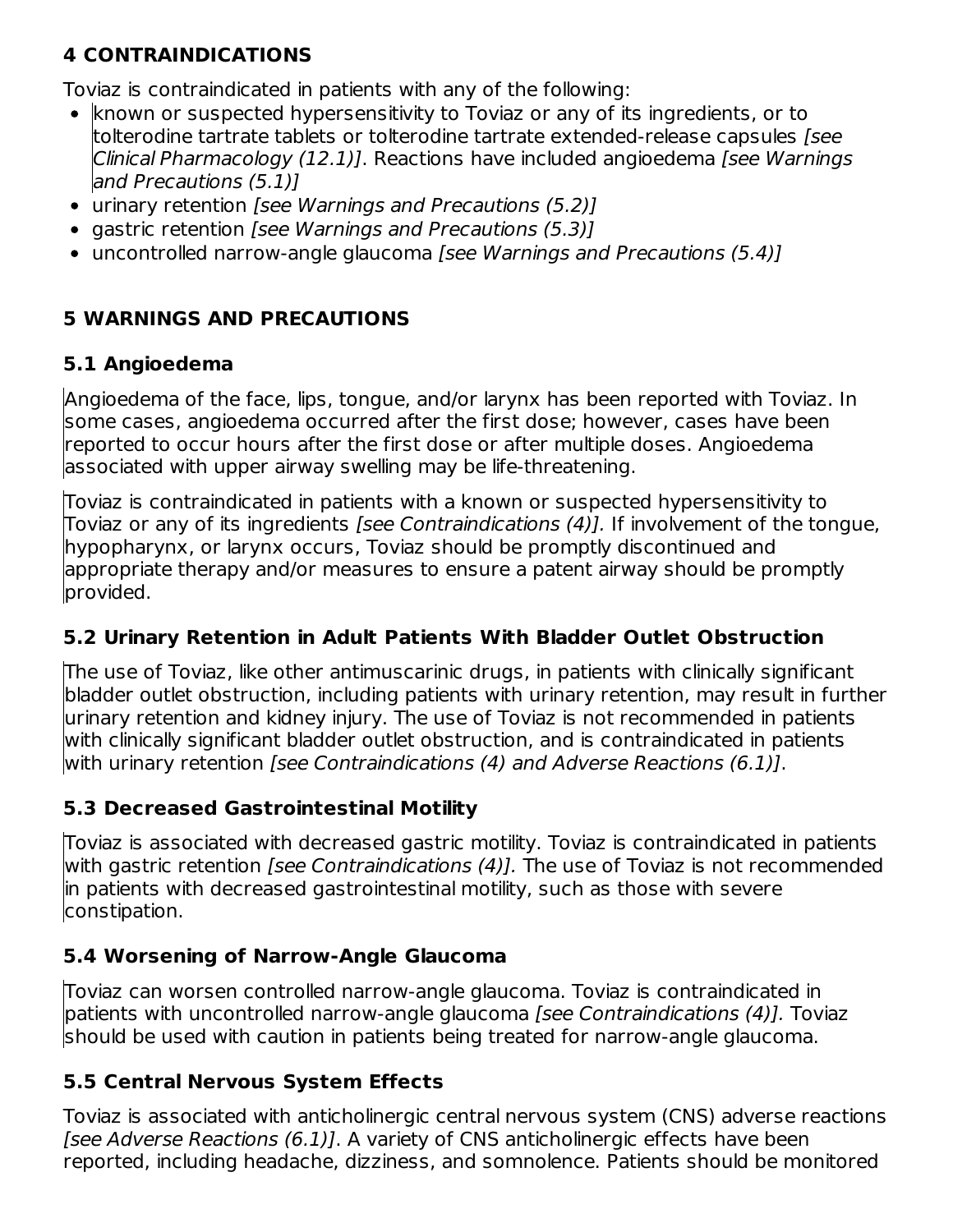## 4 CONTRAINDICATIONS

Toviaz is contraindicated in patients with any of the following:

- known or suspected hypersensitivity to Toviaz or any of its ingredients, or to tolterodine tartrate tablets or tolterodine tartrate extended-release capsules *[see Clinical Pharmacology (12.1)]*. Reactions have included angioedema *[see Warnings and Precautions (5.1)]*
- urinary retention *[see Warnings and Precautions (5.2)]*
- gastric retention *[see Warnings and Precautions (5.3)]*
- uncontrolled narrow-angle glaucoma *[see Warnings and Precautions (5.4)]*

## 5 WARNINGS AND PRECAUTIONS

### 5.1 Angioedema

Angioedema of the face, lips, tongue, and/or larynx has been reported with Toviaz. In some cases, angioedema occurred after the first dose; however, cases have been reported to occur hours after the first dose or after multiple doses. Angioedema associated with upper airway swelling may be life-threatening.

Toviaz is contraindicated in patients with a known or suspected hypersensitivity to Toviaz or any of its ingredients *[see Contraindications (4)].* If involvement of the tongue, hypopharynx, or larynx occurs, Toviaz should be promptly discontinued and appropriate therapy and/or measures to ensure a patent airway should be promptly provided.

### 5.2 Urinary Retention in Adult Patients With Bladder Outlet Obstruction

The use of Toviaz, like other antimuscarinic drugs, in patients with clinically significant bladder outlet obstruction, including patients with urinary retention, may result in further urinary retention and kidney injury. The use of Toviaz is not recommended in patients with clinically significant bladder outlet obstruction, and is contraindicated in patients with urinary retention *[see Contraindications (4) and Adverse Reactions (6.1)]*.

### 5.3 Decreased Gastrointestinal Motility

Toviaz is associated with decreased gastric motility. Toviaz is contraindicated in patients with gastric retention *[see Contraindications (4)].* The use of Toviaz is not recommended in patients with decreased gastrointestinal motility, such as those with severe constipation.

### 5.4 Worsening of Narrow-Angle Glaucoma

Toviaz can worsen controlled narrow-angle glaucoma. Toviaz is contraindicated in patients with uncontrolled narrow-angle glaucoma *[see Contraindications (4)].* Toviaz should be used with caution in patients being treated for narrow-angle glaucoma.

### 5.5 Central Nervous System Effects

Toviaz is associated with anticholinergic central nervous system (CNS) adverse reactions *[see Adverse Reactions (6.1)]*. A variety of CNS anticholinergic effects have been reported, including headache, dizziness, and somnolence. Patients should be monitored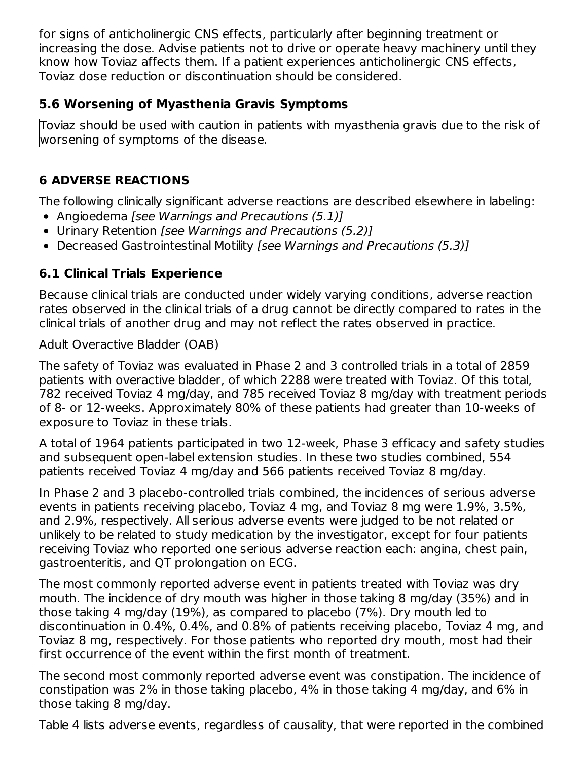for signs of anticholinergic CNS effects, particularly after beginning treatment or increasing the dose. Advise patients not to drive or operate heavy machinery until they know how Toviaz affects them. If a patient experiences anticholinergic CNS effects, Toviaz dose reduction or discontinuation should be considered.

### 5.6 Worsening of Myasthenia Gravis Symptoms

Toviaz should be used with caution in patients with myasthenia gravis due to the risk of worsening of symptoms of the disease.

## 6 ADVERSE REACTIONS

The following clinically significant adverse reactions are described elsewhere in labeling:

- Angioedema *[see Warnings and Precautions (5.1)]*
- Urinary Retention *[see Warnings and Precautions (5.2)]*
- Decreased Gastrointestinal Motility *[see Warnings and Precautions (5.3)]*

### 6.1 Clinical Trials Experience

Because clinical trials are conducted under widely varying conditions, adverse reaction rates observed in the clinical trials of a drug cannot be directly compared to rates in the clinical trials of another drug and may not reflect the rates observed in practice.

Adult Overactive Bladder (OAB)

The safety of Toviaz was evaluated in Phase 2 and 3 controlled trials in a total of 2859 patients with overactive bladder, of which 2288 were treated with Toviaz. Of this total, 782 received Toviaz 4 mg/day, and 785 received Toviaz 8 mg/day with treatment periods of 8- or 12-weeks. Approximately 80% of these patients had greater than 10-weeks of exposure to Toviaz in these trials.

A total of 1964 patients participated in two 12-week, Phase 3 efficacy and safety studies and subsequent open-label extension studies. In these two studies combined, 554 patients received Toviaz 4 mg/day and 566 patients received Toviaz 8 mg/day.

In Phase 2 and 3 placebo-controlled trials combined, the incidences of serious adverse events in patients receiving placebo, Toviaz 4 mg, and Toviaz 8 mg were 1.9%, 3.5%, and 2.9%, respectively. All serious adverse events were judged to be not related or unlikely to be related to study medication by the investigator, except for four patients receiving Toviaz who reported one serious adverse reaction each: angina, chest pain, gastroenteritis, and QT prolongation on ECG.

The most commonly reported adverse event in patients treated with Toviaz was dry mouth. The incidence of dry mouth was higher in those taking 8 mg/day (35%) and in those taking 4 mg/day (19%), as compared to placebo (7%). Dry mouth led to discontinuation in 0.4%, 0.4%, and 0.8% of patients receiving placebo, Toviaz 4 mg, and Toviaz 8 mg, respectively. For those patients who reported dry mouth, most had their first occurrence of the event within the first month of treatment.

The second most commonly reported adverse event was constipation. The incidence of constipation was 2% in those taking placebo, 4% in those taking 4 mg/day, and 6% in those taking 8 mg/day.

Table 4 lists adverse events, regardless of causality, that were reported in the combined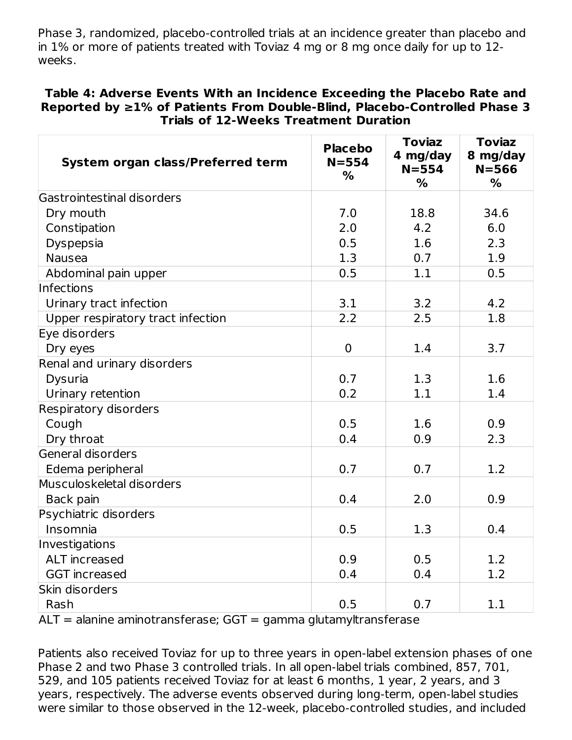Phase 3, randomized, placebo-controlled trials at an incidence greater than placebo and in 1% or more of patients treated with Toviaz 4 mg or 8 mg once daily for up to 12-weeks.

**Table 4: Adverse Events With an Incidence Exceeding the Placebo Rate and Reported by ≥1% of Patients From Double-Blind, Placebo-Controlled Phase 3 Trials of 12-Weeks Treatment Duration**

| System organ class/Preferred term | Placebo N=554 % | Toviaz 4 mg/day N=554 % | Toviaz 8 mg/day N=566 % |
|---|---|---|---|
| Gastrointestinal disorders | | | |
| Dry mouth | 7.0 | 18.8 | 34.6 |
| Constipation | 2.0 | 4.2 | 6.0 |
| Dyspepsia | 0.5 | 1.6 | 2.3 |
| Nausea | 1.3 | 0.7 | 1.9 |
| Abdominal pain upper | 0.5 | 1.1 | 0.5 |
| Infections | | | |
| Urinary tract infection | 3.1 | 3.2 | 4.2 |
| Upper respiratory tract infection | 2.2 | 2.5 | 1.8 |
| Eye disorders | | | |
| Dry eyes | 0 | 1.4 | 3.7 |
| Renal and urinary disorders | | | |
| Dysuria | 0.7 | 1.3 | 1.6 |
| Urinary retention | 0.2 | 1.1 | 1.4 |
| Respiratory disorders | | | |
| Cough | 0.5 | 1.6 | 0.9 |
| Dry throat | 0.4 | 0.9 | 2.3 |
| General disorders | | | |
| Edema peripheral | 0.7 | 0.7 | 1.2 |
| Musculoskeletal disorders | | | |
| Back pain | 0.4 | 2.0 | 0.9 |
| Psychiatric disorders | | | |
| Insomnia | 0.5 | 1.3 | 0.4 |
| Investigations | | | |
| ALT increased | 0.9 | 0.5 | 1.2 |
| GGT increased | 0.4 | 0.4 | 1.2 |
| Skin disorders | | | |
| Rash | 0.5 | 0.7 | 1.1 |

ALT = alanine aminotransferase; GGT = gamma glutamyltransferase

Patients also received Toviaz for up to three years in open-label extension phases of one Phase 2 and two Phase 3 controlled trials. In all open-label trials combined, 857, 701, 529, and 105 patients received Toviaz for at least 6 months, 1 year, 2 years, and 3 years, respectively. The adverse events observed during long-term, open-label studies were similar to those observed in the 12-week, placebo-controlled studies, and included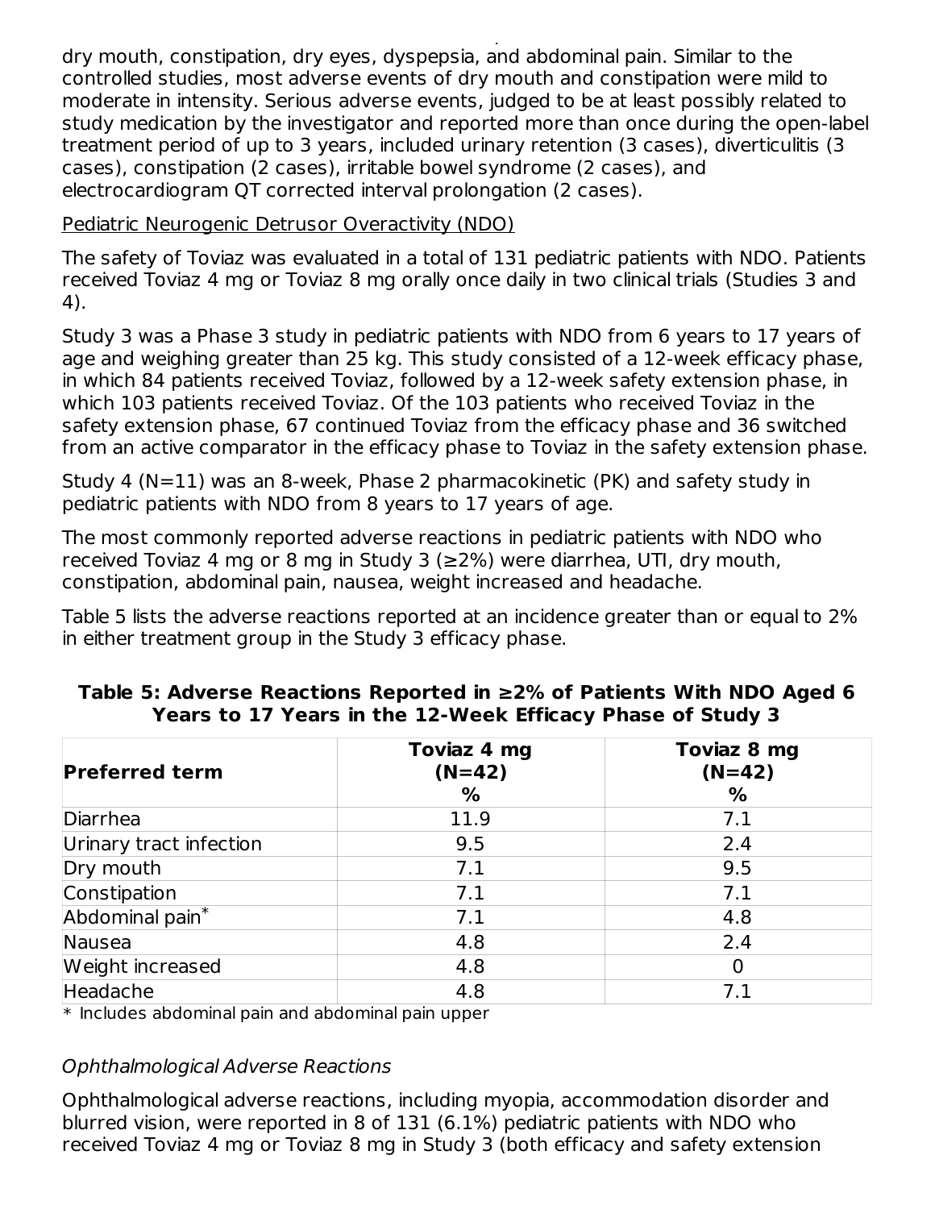dry mouth, constipation, dry eyes, dyspepsia, and abdominal pain. Similar to the controlled studies, most adverse events of dry mouth and constipation were mild to moderate in intensity. Serious adverse events, judged to be at least possibly related to study medication by the investigator and reported more than once during the open-label treatment period of up to 3 years, included urinary retention (3 cases), diverticulitis (3 cases), constipation (2 cases), irritable bowel syndrome (2 cases), and electrocardiogram QT corrected interval prolongation (2 cases).

Pediatric Neurogenic Detrusor Overactivity (NDO)

The safety of Toviaz was evaluated in a total of 131 pediatric patients with NDO. Patients received Toviaz 4 mg or Toviaz 8 mg orally once daily in two clinical trials (Studies 3 and 4).

Study 3 was a Phase 3 study in pediatric patients with NDO from 6 years to 17 years of age and weighing greater than 25 kg. This study consisted of a 12-week efficacy phase, in which 84 patients received Toviaz, followed by a 12-week safety extension phase, in which 103 patients received Toviaz. Of the 103 patients who received Toviaz in the safety extension phase, 67 continued Toviaz from the efficacy phase and 36 switched from an active comparator in the efficacy phase to Toviaz in the safety extension phase.

Study 4 (N=11) was an 8-week, Phase 2 pharmacokinetic (PK) and safety study in pediatric patients with NDO from 8 years to 17 years of age.

The most commonly reported adverse reactions in pediatric patients with NDO who received Toviaz 4 mg or 8 mg in Study 3 (≥2%) were diarrhea, UTI, dry mouth, constipation, abdominal pain, nausea, weight increased and headache.

Table 5 lists the adverse reactions reported at an incidence greater than or equal to 2% in either treatment group in the Study 3 efficacy phase.

**Table 5: Adverse Reactions Reported in ≥2% of Patients With NDO Aged 6 Years to 17 Years in the 12-Week Efficacy Phase of Study 3**

| Preferred term | Toviaz 4 mg (N=42) % | Toviaz 8 mg (N=42) % |
|---|---|---|
| Diarrhea | 11.9 | 7.1 |
| Urinary tract infection | 9.5 | 2.4 |
| Dry mouth | 7.1 | 9.5 |
| Constipation | 7.1 | 7.1 |
| Abdominal pain* | 7.1 | 4.8 |
| Nausea | 4.8 | 2.4 |
| Weight increased | 4.8 | 0 |
| Headache | 4.8 | 7.1 |

\* Includes abdominal pain and abdominal pain upper

*Ophthalmological Adverse Reactions*

Ophthalmological adverse reactions, including myopia, accommodation disorder and blurred vision, were reported in 8 of 131 (6.1%) pediatric patients with NDO who received Toviaz 4 mg or Toviaz 8 mg in Study 3 (both efficacy and safety extension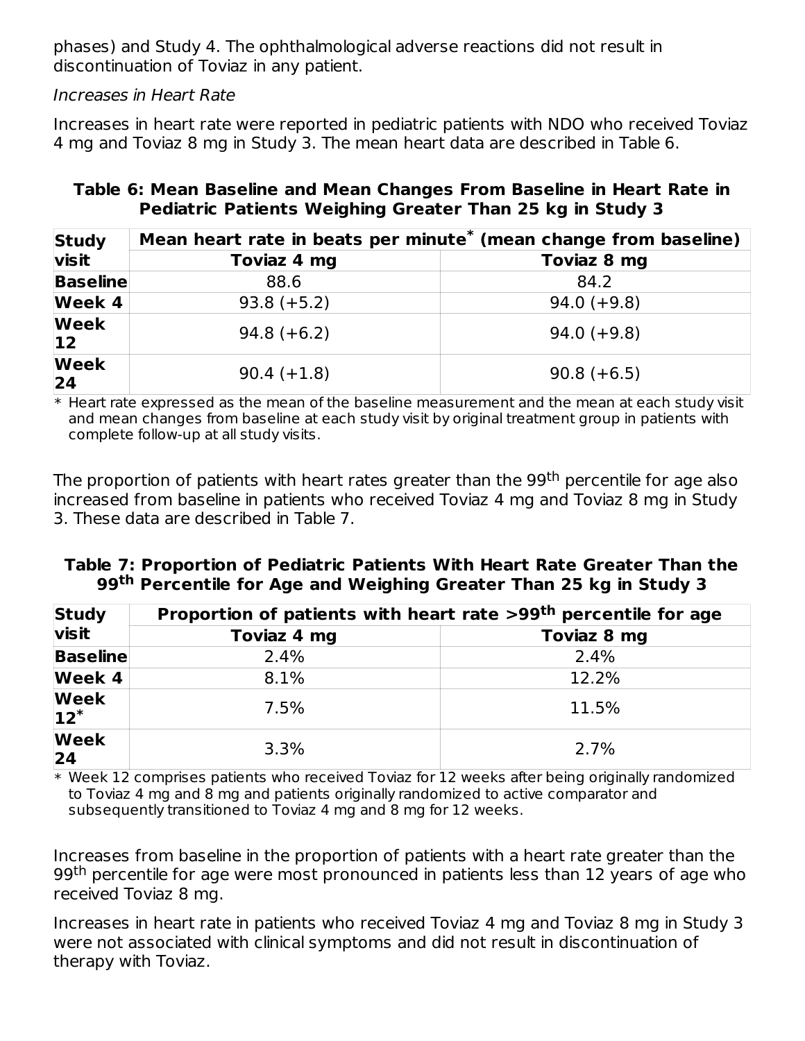phases) and Study 4. The ophthalmological adverse reactions did not result in discontinuation of Toviaz in any patient.

*Increases in Heart Rate*

Increases in heart rate were reported in pediatric patients with NDO who received Toviaz 4 mg and Toviaz 8 mg in Study 3. The mean heart data are described in Table 6.

**Table 6: Mean Baseline and Mean Changes From Baseline in Heart Rate in Pediatric Patients Weighing Greater Than 25 kg in Study 3**

| Study visit | Mean heart rate in beats per minute* (mean change from baseline) | |
|---|---|---|
| | Toviaz 4 mg | Toviaz 8 mg |
| Baseline | 88.6 | 84.2 |
| Week 4 | 93.8 (+5.2) | 94.0 (+9.8) |
| Week 12 | 94.8 (+6.2) | 94.0 (+9.8) |
| Week 24 | 90.4 (+1.8) | 90.8 (+6.5) |

\* Heart rate expressed as the mean of the baseline measurement and the mean at each study visit and mean changes from baseline at each study visit by original treatment group in patients with complete follow-up at all study visits.

The proportion of patients with heart rates greater than the 99th percentile for age also increased from baseline in patients who received Toviaz 4 mg and Toviaz 8 mg in Study 3. These data are described in Table 7.

**Table 7: Proportion of Pediatric Patients With Heart Rate Greater Than the 99th Percentile for Age and Weighing Greater Than 25 kg in Study 3**

| Study visit | Proportion of patients with heart rate >99th percentile for age | |
|---|---|---|
| | Toviaz 4 mg | Toviaz 8 mg |
| Baseline | 2.4% | 2.4% |
| Week 4 | 8.1% | 12.2% |
| Week 12* | 7.5% | 11.5% |
| Week 24 | 3.3% | 2.7% |

\* Week 12 comprises patients who received Toviaz for 12 weeks after being originally randomized to Toviaz 4 mg and 8 mg and patients originally randomized to active comparator and subsequently transitioned to Toviaz 4 mg and 8 mg for 12 weeks.

Increases from baseline in the proportion of patients with a heart rate greater than the 99th percentile for age were most pronounced in patients less than 12 years of age who received Toviaz 8 mg.

Increases in heart rate in patients who received Toviaz 4 mg and Toviaz 8 mg in Study 3 were not associated with clinical symptoms and did not result in discontinuation of therapy with Toviaz.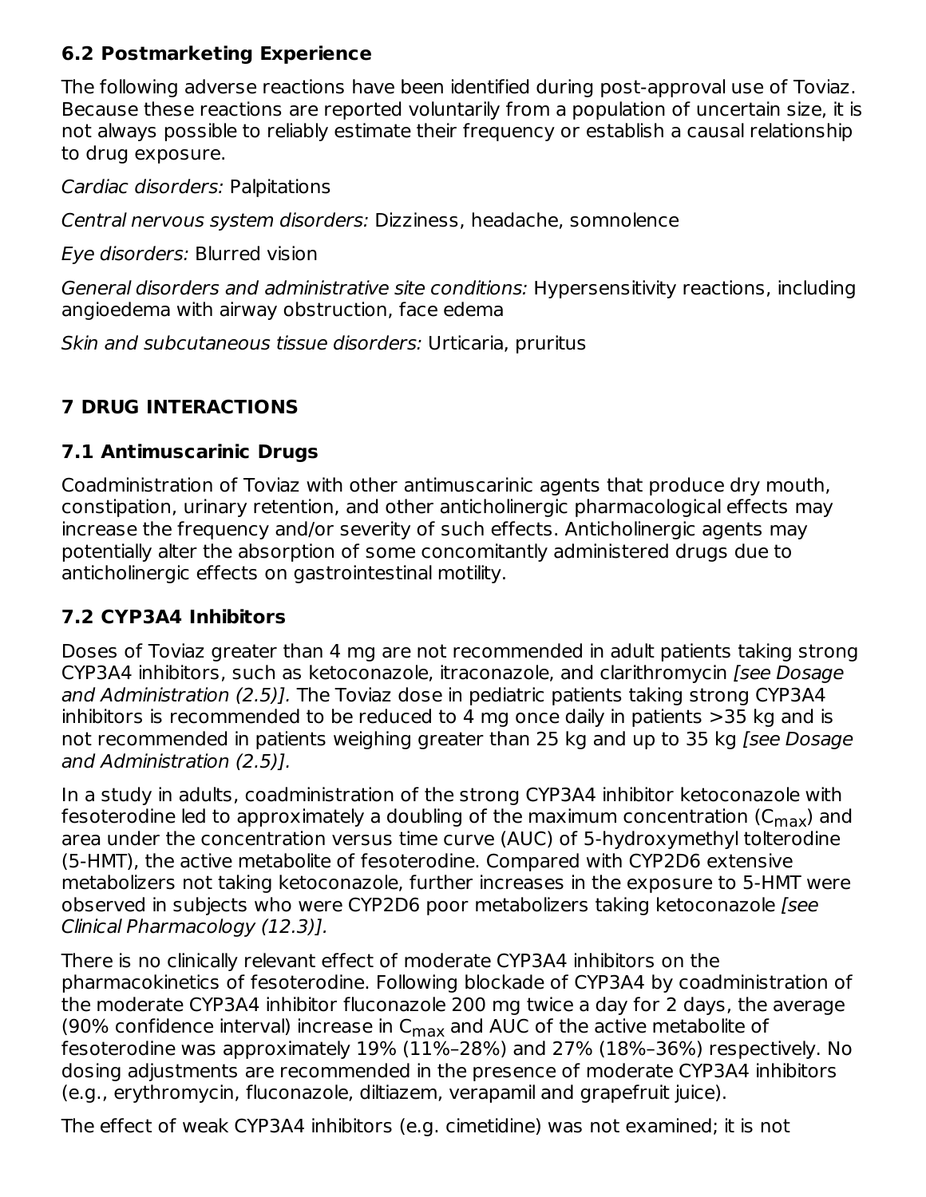### 6.2 Postmarketing Experience

The following adverse reactions have been identified during post-approval use of Toviaz. Because these reactions are reported voluntarily from a population of uncertain size, it is not always possible to reliably estimate their frequency or establish a causal relationship to drug exposure.

*Cardiac disorders:* Palpitations

*Central nervous system disorders:* Dizziness, headache, somnolence

*Eye disorders:* Blurred vision

*General disorders and administrative site conditions:* Hypersensitivity reactions, including angioedema with airway obstruction, face edema

*Skin and subcutaneous tissue disorders:* Urticaria, pruritus

## 7 DRUG INTERACTIONS

### 7.1 Antimuscarinic Drugs

Coadministration of Toviaz with other antimuscarinic agents that produce dry mouth, constipation, urinary retention, and other anticholinergic pharmacological effects may increase the frequency and/or severity of such effects. Anticholinergic agents may potentially alter the absorption of some concomitantly administered drugs due to anticholinergic effects on gastrointestinal motility.

### 7.2 CYP3A4 Inhibitors

Doses of Toviaz greater than 4 mg are not recommended in adult patients taking strong CYP3A4 inhibitors, such as ketoconazole, itraconazole, and clarithromycin *[see Dosage and Administration (2.5)]*. The Toviaz dose in pediatric patients taking strong CYP3A4 inhibitors is recommended to be reduced to 4 mg once daily in patients >35 kg and is not recommended in patients weighing greater than 25 kg and up to 35 kg *[see Dosage and Administration (2.5)]*.

In a study in adults, coadministration of the strong CYP3A4 inhibitor ketoconazole with fesoterodine led to approximately a doubling of the maximum concentration ($C_{max}$) and area under the concentration versus time curve (AUC) of 5-hydroxymethyl tolterodine (5-HMT), the active metabolite of fesoterodine. Compared with CYP2D6 extensive metabolizers not taking ketoconazole, further increases in the exposure to 5-HMT were observed in subjects who were CYP2D6 poor metabolizers taking ketoconazole *[see Clinical Pharmacology (12.3)]*.

There is no clinically relevant effect of moderate CYP3A4 inhibitors on the pharmacokinetics of fesoterodine. Following blockade of CYP3A4 by coadministration of the moderate CYP3A4 inhibitor fluconazole 200 mg twice a day for 2 days, the average (90% confidence interval) increase in $C_{max}$ and AUC of the active metabolite of fesoterodine was approximately 19% (11%–28%) and 27% (18%–36%) respectively. No dosing adjustments are recommended in the presence of moderate CYP3A4 inhibitors (e.g., erythromycin, fluconazole, diltiazem, verapamil and grapefruit juice).

The effect of weak CYP3A4 inhibitors (e.g. cimetidine) was not examined; it is not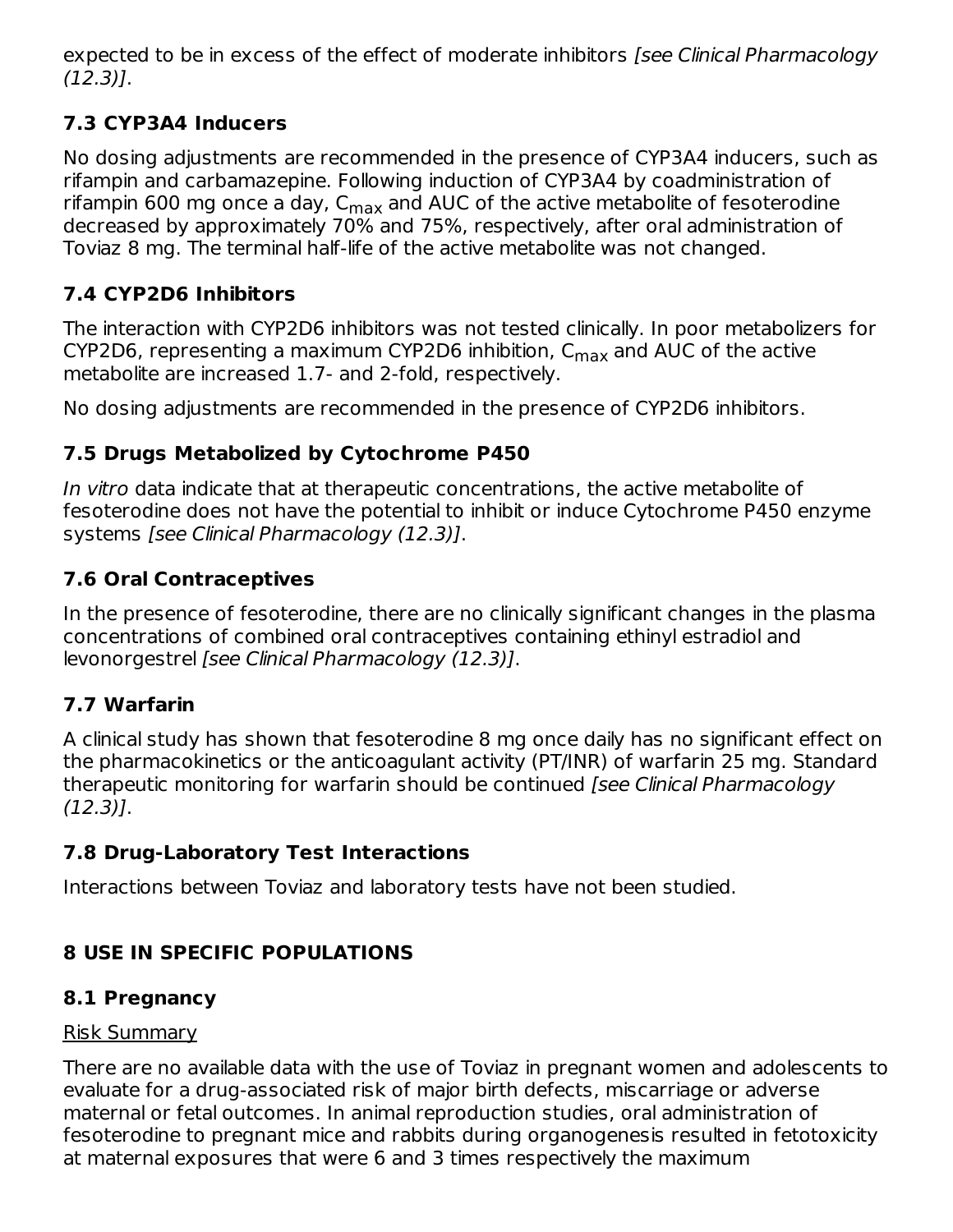expected to be in excess of the effect of moderate inhibitors *[see Clinical Pharmacology (12.3)]*.

### 7.3 CYP3A4 Inducers

No dosing adjustments are recommended in the presence of CYP3A4 inducers, such as rifampin and carbamazepine. Following induction of CYP3A4 by coadministration of rifampin 600 mg once a day, $C_{max}$ and AUC of the active metabolite of fesoterodine decreased by approximately 70% and 75%, respectively, after oral administration of Toviaz 8 mg. The terminal half-life of the active metabolite was not changed.

### 7.4 CYP2D6 Inhibitors

The interaction with CYP2D6 inhibitors was not tested clinically. In poor metabolizers for CYP2D6, representing a maximum CYP2D6 inhibition, $C_{max}$ and AUC of the active metabolite are increased 1.7- and 2-fold, respectively.

No dosing adjustments are recommended in the presence of CYP2D6 inhibitors.

### 7.5 Drugs Metabolized by Cytochrome P450

*In vitro* data indicate that at therapeutic concentrations, the active metabolite of fesoterodine does not have the potential to inhibit or induce Cytochrome P450 enzyme systems *[see Clinical Pharmacology (12.3)]*.

### 7.6 Oral Contraceptives

In the presence of fesoterodine, there are no clinically significant changes in the plasma concentrations of combined oral contraceptives containing ethinyl estradiol and levonorgestrel *[see Clinical Pharmacology (12.3)]*.

### 7.7 Warfarin

A clinical study has shown that fesoterodine 8 mg once daily has no significant effect on the pharmacokinetics or the anticoagulant activity (PT/INR) of warfarin 25 mg. Standard therapeutic monitoring for warfarin should be continued *[see Clinical Pharmacology (12.3)]*.

### 7.8 Drug-Laboratory Test Interactions

Interactions between Toviaz and laboratory tests have not been studied.

## 8 USE IN SPECIFIC POPULATIONS

### 8.1 Pregnancy

Risk Summary

There are no available data with the use of Toviaz in pregnant women and adolescents to evaluate for a drug-associated risk of major birth defects, miscarriage or adverse maternal or fetal outcomes. In animal reproduction studies, oral administration of fesoterodine to pregnant mice and rabbits during organogenesis resulted in fetotoxicity at maternal exposures that were 6 and 3 times respectively the maximum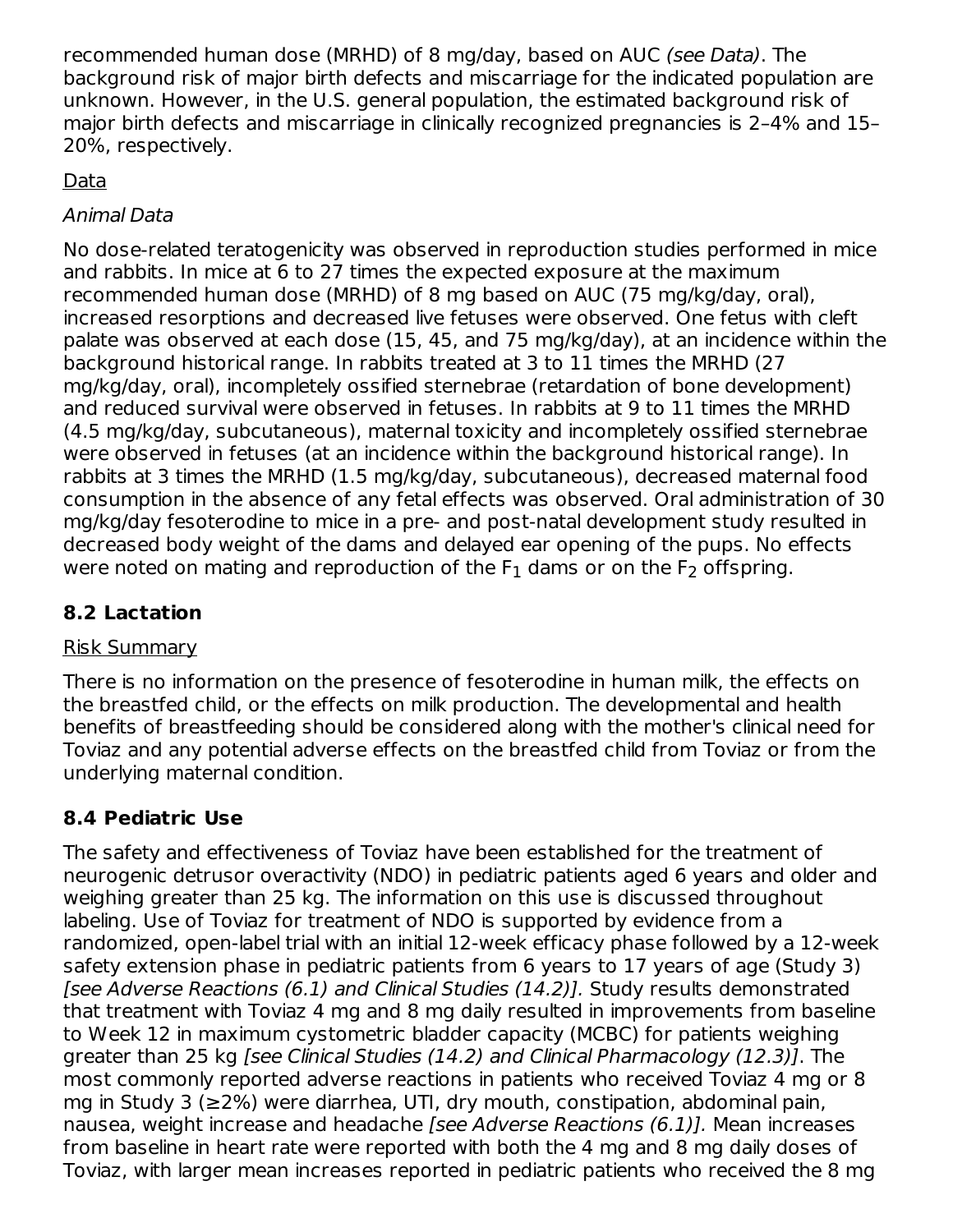recommended human dose (MRHD) of 8 mg/day, based on AUC *(see Data)*. The background risk of major birth defects and miscarriage for the indicated population are unknown. However, in the U.S. general population, the estimated background risk of major birth defects and miscarriage in clinically recognized pregnancies is 2–4% and 15–20%, respectively.

Data

*Animal Data*

No dose-related teratogenicity was observed in reproduction studies performed in mice and rabbits. In mice at 6 to 27 times the expected exposure at the maximum recommended human dose (MRHD) of 8 mg based on AUC (75 mg/kg/day, oral), increased resorptions and decreased live fetuses were observed. One fetus with cleft palate was observed at each dose (15, 45, and 75 mg/kg/day), at an incidence within the background historical range. In rabbits treated at 3 to 11 times the MRHD (27 mg/kg/day, oral), incompletely ossified sternebrae (retardation of bone development) and reduced survival were observed in fetuses. In rabbits at 9 to 11 times the MRHD (4.5 mg/kg/day, subcutaneous), maternal toxicity and incompletely ossified sternebrae were observed in fetuses (at an incidence within the background historical range). In rabbits at 3 times the MRHD (1.5 mg/kg/day, subcutaneous), decreased maternal food consumption in the absence of any fetal effects was observed. Oral administration of 30 mg/kg/day fesoterodine to mice in a pre- and post-natal development study resulted in decreased body weight of the dams and delayed ear opening of the pups. No effects were noted on mating and reproduction of the $F_1$ dams or on the $F_2$ offspring.

## 8.2 Lactation

Risk Summary

There is no information on the presence of fesoterodine in human milk, the effects on the breastfed child, or the effects on milk production. The developmental and health benefits of breastfeeding should be considered along with the mother's clinical need for Toviaz and any potential adverse effects on the breastfed child from Toviaz or from the underlying maternal condition.

## 8.4 Pediatric Use

The safety and effectiveness of Toviaz have been established for the treatment of neurogenic detrusor overactivity (NDO) in pediatric patients aged 6 years and older and weighing greater than 25 kg. The information on this use is discussed throughout labeling. Use of Toviaz for treatment of NDO is supported by evidence from a randomized, open-label trial with an initial 12-week efficacy phase followed by a 12-week safety extension phase in pediatric patients from 6 years to 17 years of age (Study 3) *[see Adverse Reactions (6.1) and Clinical Studies (14.2)].* Study results demonstrated that treatment with Toviaz 4 mg and 8 mg daily resulted in improvements from baseline to Week 12 in maximum cystometric bladder capacity (MCBC) for patients weighing greater than 25 kg *[see Clinical Studies (14.2) and Clinical Pharmacology (12.3)]*. The most commonly reported adverse reactions in patients who received Toviaz 4 mg or 8 mg in Study 3 (≥2%) were diarrhea, UTI, dry mouth, constipation, abdominal pain, nausea, weight increase and headache *[see Adverse Reactions (6.1)].* Mean increases from baseline in heart rate were reported with both the 4 mg and 8 mg daily doses of Toviaz, with larger mean increases reported in pediatric patients who received the 8 mg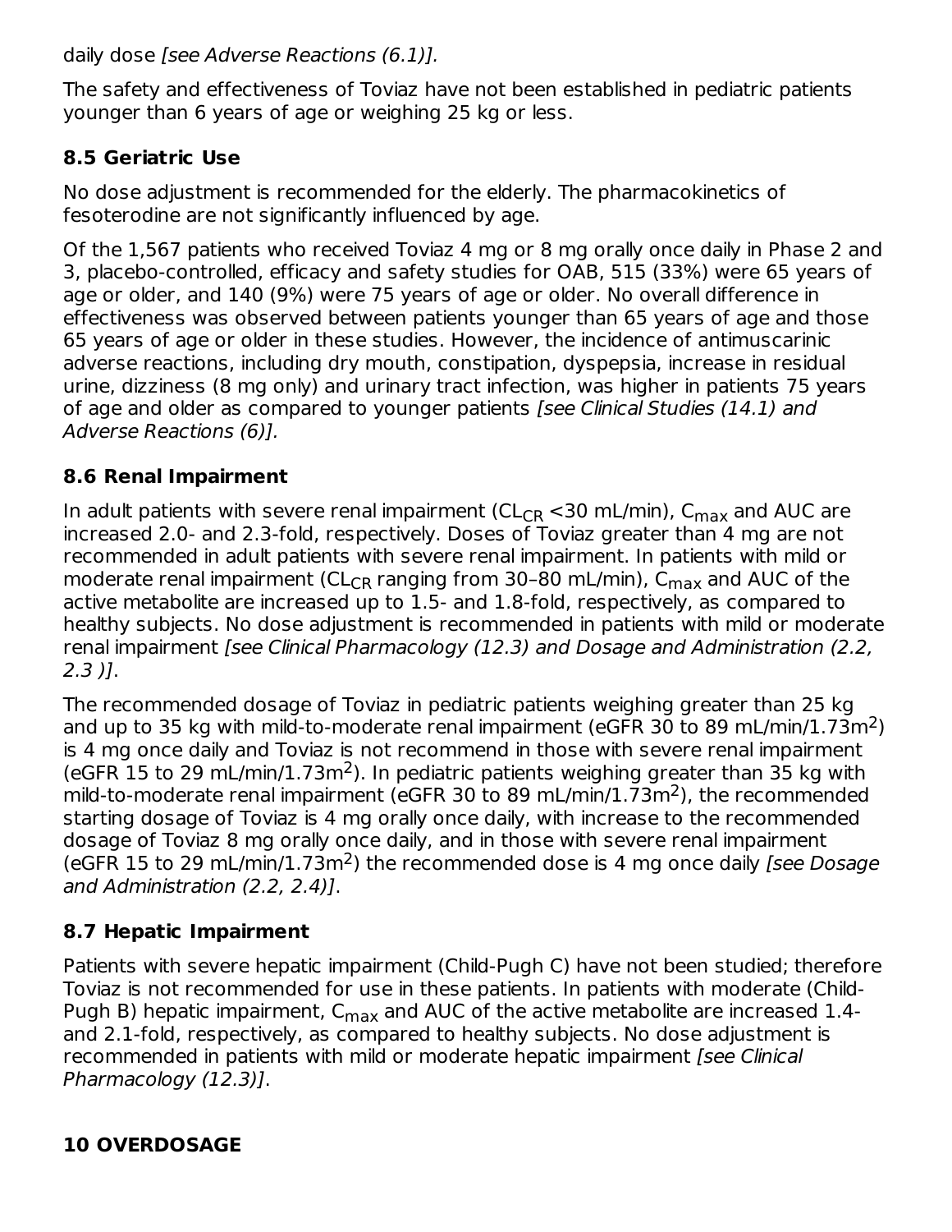daily dose *[see Adverse Reactions (6.1)]*.

The safety and effectiveness of Toviaz have not been established in pediatric patients younger than 6 years of age or weighing 25 kg or less.

### 8.5 Geriatric Use

No dose adjustment is recommended for the elderly. The pharmacokinetics of fesoterodine are not significantly influenced by age.

Of the 1,567 patients who received Toviaz 4 mg or 8 mg orally once daily in Phase 2 and 3, placebo-controlled, efficacy and safety studies for OAB, 515 (33%) were 65 years of age or older, and 140 (9%) were 75 years of age or older. No overall difference in effectiveness was observed between patients younger than 65 years of age and those 65 years of age or older in these studies. However, the incidence of antimuscarinic adverse reactions, including dry mouth, constipation, dyspepsia, increase in residual urine, dizziness (8 mg only) and urinary tract infection, was higher in patients 75 years of age and older as compared to younger patients *[see Clinical Studies (14.1) and Adverse Reactions (6)]*.

### 8.6 Renal Impairment

In adult patients with severe renal impairment ($CL_{CR}$ <30 mL/min), $C_{max}$ and AUC are increased 2.0- and 2.3-fold, respectively. Doses of Toviaz greater than 4 mg are not recommended in adult patients with severe renal impairment. In patients with mild or moderate renal impairment ($CL_{CR}$ ranging from 30–80 mL/min), $C_{max}$ and AUC of the active metabolite are increased up to 1.5- and 1.8-fold, respectively, as compared to healthy subjects. No dose adjustment is recommended in patients with mild or moderate renal impairment *[see Clinical Pharmacology (12.3) and Dosage and Administration (2.2, 2.3 )]*.

The recommended dosage of Toviaz in pediatric patients weighing greater than 25 kg and up to 35 kg with mild-to-moderate renal impairment (eGFR 30 to 89 mL/min/1.73m$^2$) is 4 mg once daily and Toviaz is not recommend in those with severe renal impairment (eGFR 15 to 29 mL/min/1.73m$^2$). In pediatric patients weighing greater than 35 kg with mild-to-moderate renal impairment (eGFR 30 to 89 mL/min/1.73m$^2$), the recommended starting dosage of Toviaz is 4 mg orally once daily, with increase to the recommended dosage of Toviaz 8 mg orally once daily, and in those with severe renal impairment (eGFR 15 to 29 mL/min/1.73m$^2$) the recommended dose is 4 mg once daily *[see Dosage and Administration (2.2, 2.4)]*.

### 8.7 Hepatic Impairment

Patients with severe hepatic impairment (Child-Pugh C) have not been studied; therefore Toviaz is not recommended for use in these patients. In patients with moderate (Child-Pugh B) hepatic impairment, $C_{max}$ and AUC of the active metabolite are increased 1.4- and 2.1-fold, respectively, as compared to healthy subjects. No dose adjustment is recommended in patients with mild or moderate hepatic impairment *[see Clinical Pharmacology (12.3)]*.

## 10 OVERDOSAGE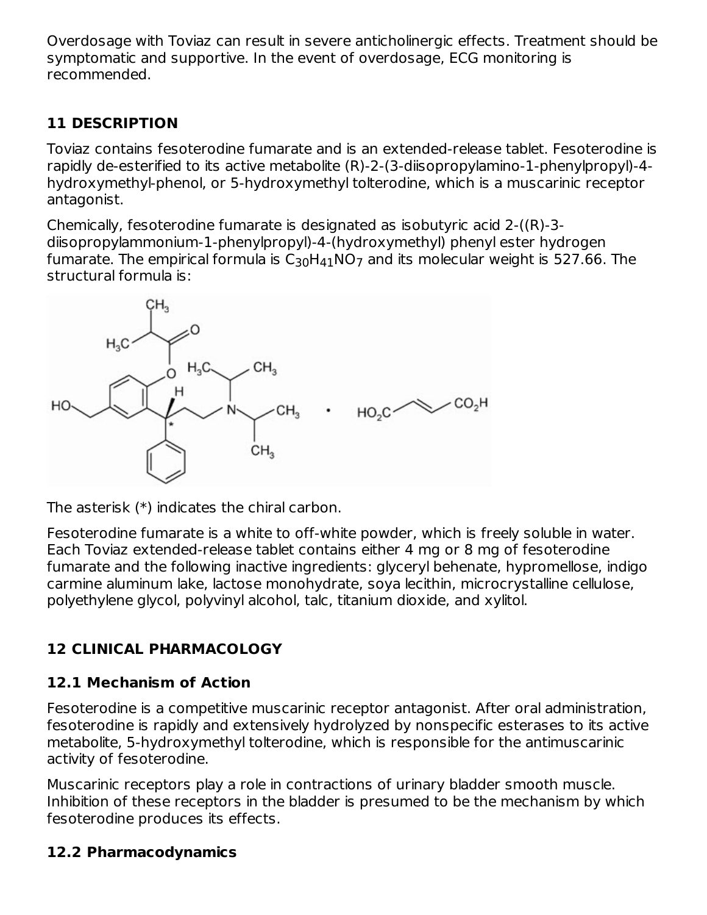Overdosage with Toviaz can result in severe anticholinergic effects. Treatment should be symptomatic and supportive. In the event of overdosage, ECG monitoring is recommended.

## 11 DESCRIPTION

Toviaz contains fesoterodine fumarate and is an extended-release tablet. Fesoterodine is rapidly de-esterified to its active metabolite (R)-2-(3-diisopropylamino-1-phenylpropyl)-4-hydroxymethyl-phenol, or 5-hydroxymethyl tolterodine, which is a muscarinic receptor antagonist.

Chemically, fesoterodine fumarate is designated as isobutyric acid 2-((R)-3-diisopropylammonium-1-phenylpropyl)-4-(hydroxymethyl) phenyl ester hydrogen fumarate. The empirical formula is $C_{30}H_{41}NO_7$ and its molecular weight is 527.66. The structural formula is:

The asterisk (*) indicates the chiral carbon.

Fesoterodine fumarate is a white to off-white powder, which is freely soluble in water. Each Toviaz extended-release tablet contains either 4 mg or 8 mg of fesoterodine fumarate and the following inactive ingredients: glyceryl behenate, hypromellose, indigo carmine aluminum lake, lactose monohydrate, soya lecithin, microcrystalline cellulose, polyethylene glycol, polyvinyl alcohol, talc, titanium dioxide, and xylitol.

## 12 CLINICAL PHARMACOLOGY

### 12.1 Mechanism of Action

Fesoterodine is a competitive muscarinic receptor antagonist. After oral administration, fesoterodine is rapidly and extensively hydrolyzed by nonspecific esterases to its active metabolite, 5-hydroxymethyl tolterodine, which is responsible for the antimuscarinic activity of fesoterodine.

Muscarinic receptors play a role in contractions of urinary bladder smooth muscle. Inhibition of these receptors in the bladder is presumed to be the mechanism by which fesoterodine produces its effects.

### 12.2 Pharmacodynamics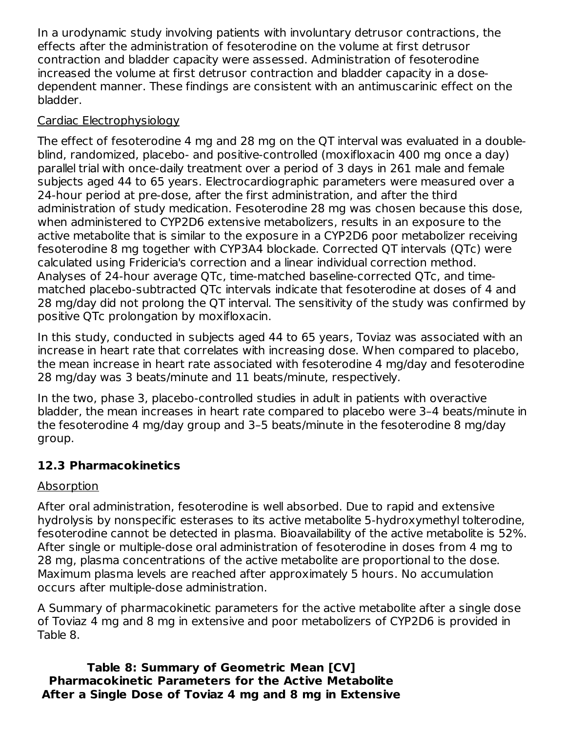In a urodynamic study involving patients with involuntary detrusor contractions, the effects after the administration of fesoterodine on the volume at first detrusor contraction and bladder capacity were assessed. Administration of fesoterodine increased the volume at first detrusor contraction and bladder capacity in a dose-dependent manner. These findings are consistent with an antimuscarinic effect on the bladder.

Cardiac Electrophysiology

The effect of fesoterodine 4 mg and 28 mg on the QT interval was evaluated in a double-blind, randomized, placebo- and positive-controlled (moxifloxacin 400 mg once a day) parallel trial with once-daily treatment over a period of 3 days in 261 male and female subjects aged 44 to 65 years. Electrocardiographic parameters were measured over a 24-hour period at pre-dose, after the first administration, and after the third administration of study medication. Fesoterodine 28 mg was chosen because this dose, when administered to CYP2D6 extensive metabolizers, results in an exposure to the active metabolite that is similar to the exposure in a CYP2D6 poor metabolizer receiving fesoterodine 8 mg together with CYP3A4 blockade. Corrected QT intervals (QTc) were calculated using Fridericia's correction and a linear individual correction method. Analyses of 24-hour average QTc, time-matched baseline-corrected QTc, and time-matched placebo-subtracted QTc intervals indicate that fesoterodine at doses of 4 and 28 mg/day did not prolong the QT interval. The sensitivity of the study was confirmed by positive QTc prolongation by moxifloxacin.

In this study, conducted in subjects aged 44 to 65 years, Toviaz was associated with an increase in heart rate that correlates with increasing dose. When compared to placebo, the mean increase in heart rate associated with fesoterodine 4 mg/day and fesoterodine 28 mg/day was 3 beats/minute and 11 beats/minute, respectively.

In the two, phase 3, placebo-controlled studies in adult in patients with overactive bladder, the mean increases in heart rate compared to placebo were 3–4 beats/minute in the fesoterodine 4 mg/day group and 3–5 beats/minute in the fesoterodine 8 mg/day group.

### 12.3 Pharmacokinetics

Absorption

After oral administration, fesoterodine is well absorbed. Due to rapid and extensive hydrolysis by nonspecific esterases to its active metabolite 5-hydroxymethyl tolterodine, fesoterodine cannot be detected in plasma. Bioavailability of the active metabolite is 52%. After single or multiple-dose oral administration of fesoterodine in doses from 4 mg to 28 mg, plasma concentrations of the active metabolite are proportional to the dose. Maximum plasma levels are reached after approximately 5 hours. No accumulation occurs after multiple-dose administration.

A Summary of pharmacokinetic parameters for the active metabolite after a single dose of Toviaz 4 mg and 8 mg in extensive and poor metabolizers of CYP2D6 is provided in Table 8.

**Table 8: Summary of Geometric Mean [CV] Pharmacokinetic Parameters for the Active Metabolite After a Single Dose of Toviaz 4 mg and 8 mg in Extensive**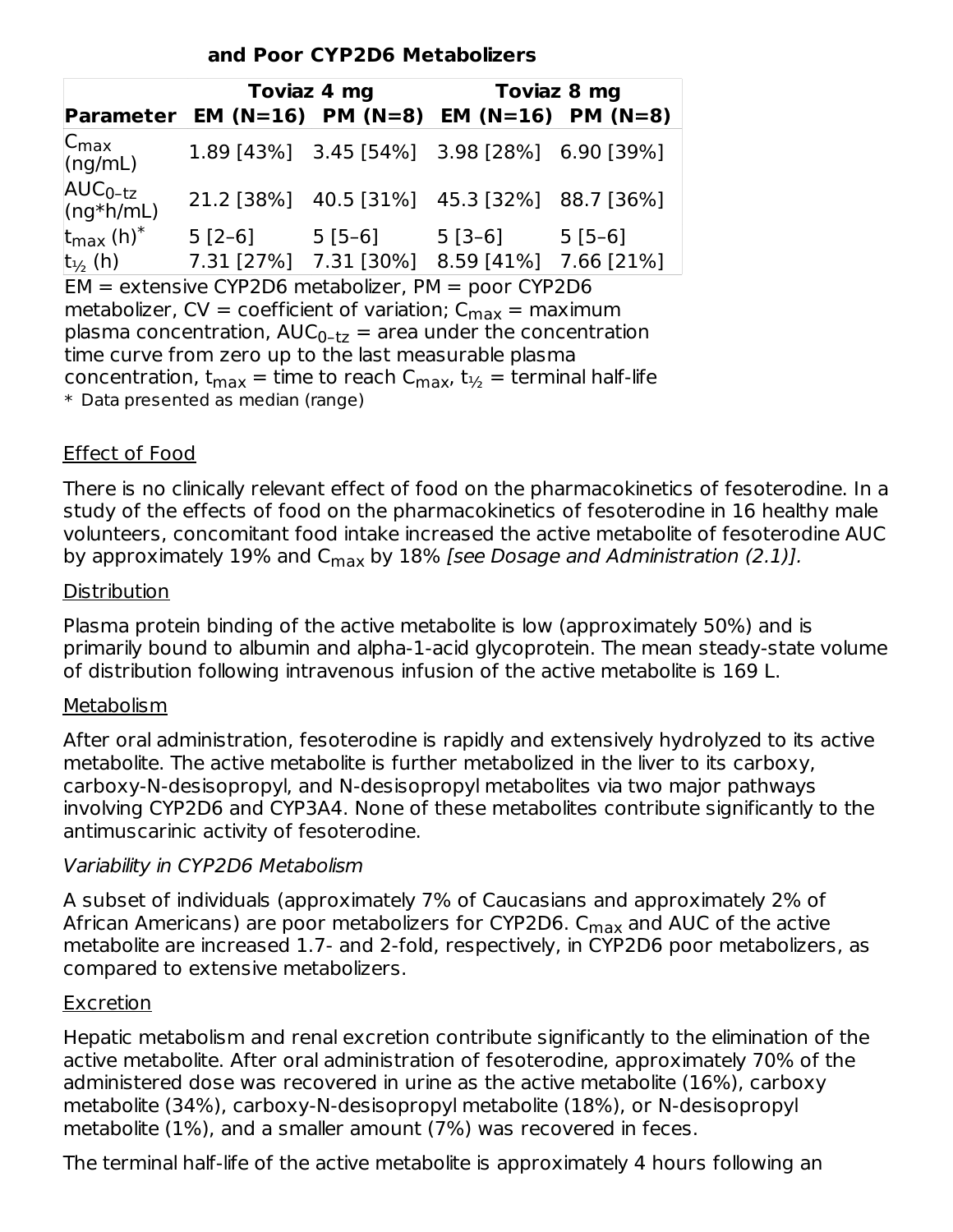**and Poor CYP2D6 Metabolizers**

| | Toviaz 4 mg | | Toviaz 8 mg | |
|---|---|---|---|---|
| **Parameter** | **EM (N=16)** | **PM (N=8)** | **EM (N=16)** | **PM (N=8)** |
| $C_{max}$ (ng/mL) | 1.89 [43%] | 3.45 [54%] | 3.98 [28%] | 6.90 [39%] |
| $AUC_{0-tz}$ (ng*h/mL) | 21.2 [38%] | 40.5 [31%] | 45.3 [32%] | 88.7 [36%] |
| $t_{max}$ (h)* | 5 [2–6] | 5 [5–6] | 5 [3–6] | 5 [5–6] |
| $t_{½}$ (h) | 7.31 [27%] | 7.31 [30%] | 8.59 [41%] | 7.66 [21%] |

EM = extensive CYP2D6 metabolizer, PM = poor CYP2D6 metabolizer, CV = coefficient of variation; $C_{max}$ = maximum plasma concentration, $AUC_{0-tz}$ = area under the concentration time curve from zero up to the last measurable plasma concentration, $t_{max}$ = time to reach $C_{max}$, $t_{½}$ = terminal half-life

\* Data presented as median (range)

Effect of Food

There is no clinically relevant effect of food on the pharmacokinetics of fesoterodine. In a study of the effects of food on the pharmacokinetics of fesoterodine in 16 healthy male volunteers, concomitant food intake increased the active metabolite of fesoterodine AUC by approximately 19% and $C_{max}$ by 18% *[see Dosage and Administration (2.1)].*

Distribution

Plasma protein binding of the active metabolite is low (approximately 50%) and is primarily bound to albumin and alpha-1-acid glycoprotein. The mean steady-state volume of distribution following intravenous infusion of the active metabolite is 169 L.

Metabolism

After oral administration, fesoterodine is rapidly and extensively hydrolyzed to its active metabolite. The active metabolite is further metabolized in the liver to its carboxy, carboxy-N-desisopropyl, and N-desisopropyl metabolites via two major pathways involving CYP2D6 and CYP3A4. None of these metabolites contribute significantly to the antimuscarinic activity of fesoterodine.

*Variability in CYP2D6 Metabolism*

A subset of individuals (approximately 7% of Caucasians and approximately 2% of African Americans) are poor metabolizers for CYP2D6. $C_{max}$ and AUC of the active metabolite are increased 1.7- and 2-fold, respectively, in CYP2D6 poor metabolizers, as compared to extensive metabolizers.

Excretion

Hepatic metabolism and renal excretion contribute significantly to the elimination of the active metabolite. After oral administration of fesoterodine, approximately 70% of the administered dose was recovered in urine as the active metabolite (16%), carboxy metabolite (34%), carboxy-N-desisopropyl metabolite (18%), or N-desisopropyl metabolite (1%), and a smaller amount (7%) was recovered in feces.

The terminal half-life of the active metabolite is approximately 4 hours following an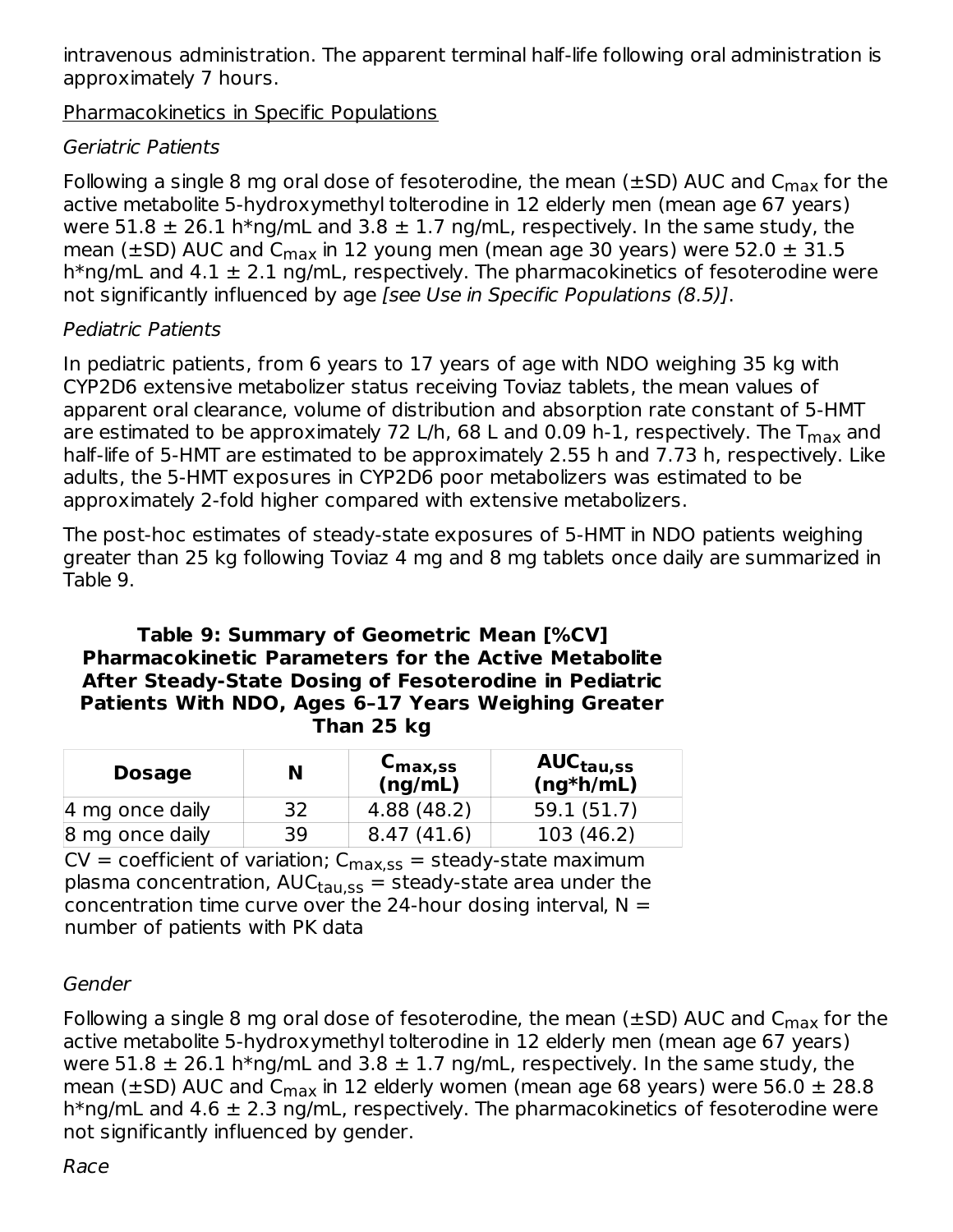intravenous administration. The apparent terminal half-life following oral administration is approximately 7 hours.

Pharmacokinetics in Specific Populations

*Geriatric Patients*

Following a single 8 mg oral dose of fesoterodine, the mean (±SD) AUC and $C_{max}$ for the active metabolite 5-hydroxymethyl tolterodine in 12 elderly men (mean age 67 years) were 51.8 ± 26.1 h*ng/mL and 3.8 ± 1.7 ng/mL, respectively. In the same study, the mean (±SD) AUC and $C_{max}$ in 12 young men (mean age 30 years) were 52.0 ± 31.5 h*ng/mL and 4.1 ± 2.1 ng/mL, respectively. The pharmacokinetics of fesoterodine were not significantly influenced by age *[see Use in Specific Populations (8.5)]*.

*Pediatric Patients*

In pediatric patients, from 6 years to 17 years of age with NDO weighing 35 kg with CYP2D6 extensive metabolizer status receiving Toviaz tablets, the mean values of apparent oral clearance, volume of distribution and absorption rate constant of 5-HMT are estimated to be approximately 72 L/h, 68 L and 0.09 h-1, respectively. The $T_{max}$ and half-life of 5-HMT are estimated to be approximately 2.55 h and 7.73 h, respectively. Like adults, the 5-HMT exposures in CYP2D6 poor metabolizers was estimated to be approximately 2-fold higher compared with extensive metabolizers.

The post-hoc estimates of steady-state exposures of 5-HMT in NDO patients weighing greater than 25 kg following Toviaz 4 mg and 8 mg tablets once daily are summarized in Table 9.

**Table 9: Summary of Geometric Mean [%CV] Pharmacokinetic Parameters for the Active Metabolite After Steady-State Dosing of Fesoterodine in Pediatric Patients With NDO, Ages 6–17 Years Weighing Greater Than 25 kg**

| Dosage | N | $C_{max,ss}$ (ng/mL) | $AUC_{tau,ss}$ (ng*h/mL) |
|---|---|---|---|
| 4 mg once daily | 32 | 4.88 (48.2) | 59.1 (51.7) |
| 8 mg once daily | 39 | 8.47 (41.6) | 103 (46.2) |

CV = coefficient of variation; $C_{max,ss}$ = steady-state maximum plasma concentration, $AUC_{tau,ss}$ = steady-state area under the concentration time curve over the 24-hour dosing interval, N = number of patients with PK data

*Gender*

Following a single 8 mg oral dose of fesoterodine, the mean (±SD) AUC and $C_{max}$ for the active metabolite 5-hydroxymethyl tolterodine in 12 elderly men (mean age 67 years) were 51.8 ± 26.1 h*ng/mL and 3.8 ± 1.7 ng/mL, respectively. In the same study, the mean (±SD) AUC and $C_{max}$ in 12 elderly women (mean age 68 years) were 56.0 ± 28.8 h*ng/mL and 4.6 ± 2.3 ng/mL, respectively. The pharmacokinetics of fesoterodine were not significantly influenced by gender.

*Race*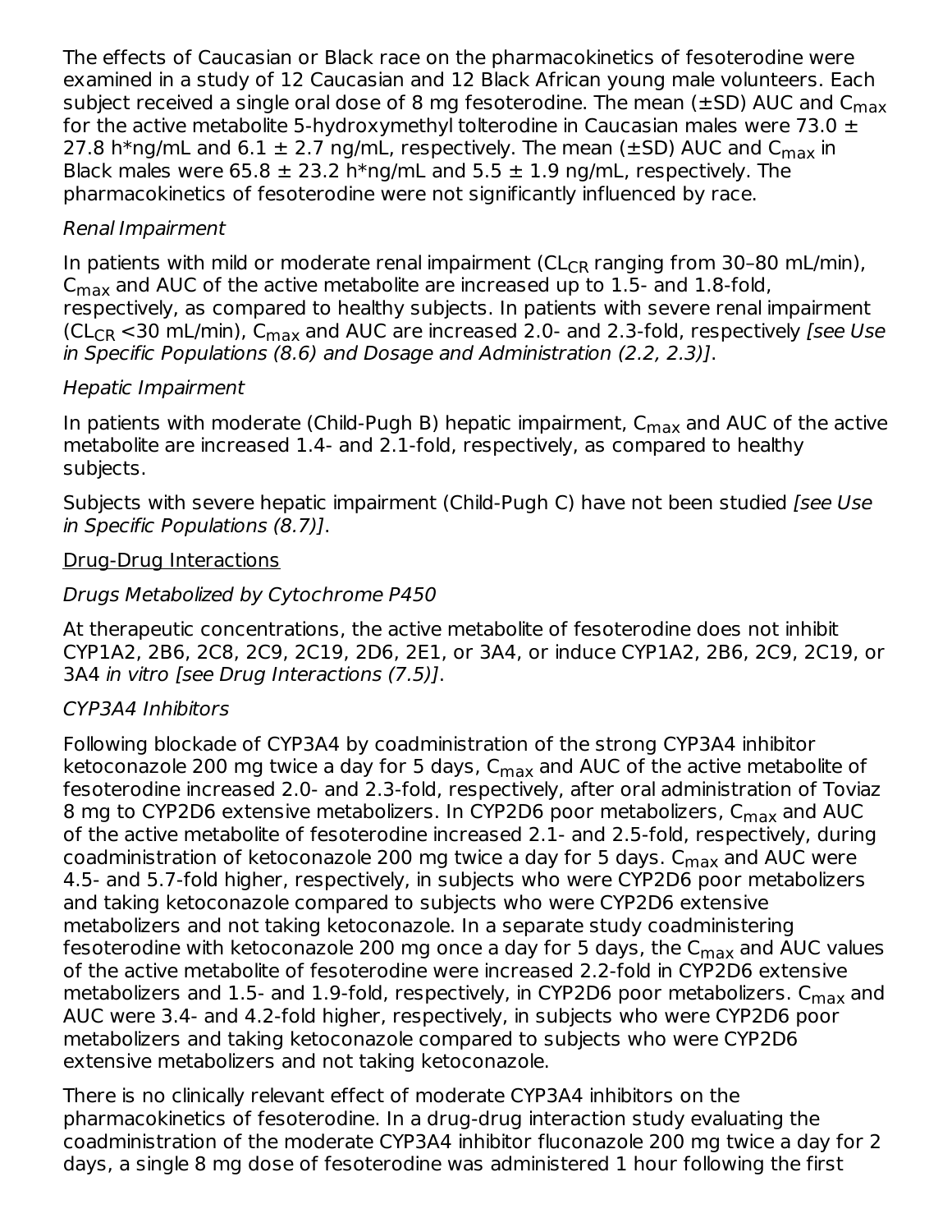The effects of Caucasian or Black race on the pharmacokinetics of fesoterodine were examined in a study of 12 Caucasian and 12 Black African young male volunteers. Each subject received a single oral dose of 8 mg fesoterodine. The mean (±SD) AUC and $C_{max}$ for the active metabolite 5-hydroxymethyl tolterodine in Caucasian males were 73.0 ± 27.8 h*ng/mL and 6.1 ± 2.7 ng/mL, respectively. The mean (±SD) AUC and $C_{max}$ in Black males were 65.8 ± 23.2 h*ng/mL and 5.5 ± 1.9 ng/mL, respectively. The pharmacokinetics of fesoterodine were not significantly influenced by race.

*Renal Impairment*

In patients with mild or moderate renal impairment ($CL_{CR}$ ranging from 30–80 mL/min), $C_{max}$ and AUC of the active metabolite are increased up to 1.5- and 1.8-fold, respectively, as compared to healthy subjects. In patients with severe renal impairment ($CL_{CR}$ <30 mL/min), $C_{max}$ and AUC are increased 2.0- and 2.3-fold, respectively *[see Use in Specific Populations (8.6) and Dosage and Administration (2.2, 2.3)]*.

*Hepatic Impairment*

In patients with moderate (Child-Pugh B) hepatic impairment, $C_{max}$ and AUC of the active metabolite are increased 1.4- and 2.1-fold, respectively, as compared to healthy subjects.

Subjects with severe hepatic impairment (Child-Pugh C) have not been studied *[see Use in Specific Populations (8.7)]*.

<u>Drug-Drug Interactions</u>

*Drugs Metabolized by Cytochrome P450*

At therapeutic concentrations, the active metabolite of fesoterodine does not inhibit CYP1A2, 2B6, 2C8, 2C9, 2C19, 2D6, 2E1, or 3A4, or induce CYP1A2, 2B6, 2C9, 2C19, or 3A4 *in vitro [see Drug Interactions (7.5)]*.

*CYP3A4 Inhibitors*

Following blockade of CYP3A4 by coadministration of the strong CYP3A4 inhibitor ketoconazole 200 mg twice a day for 5 days, $C_{max}$ and AUC of the active metabolite of fesoterodine increased 2.0- and 2.3-fold, respectively, after oral administration of Toviaz 8 mg to CYP2D6 extensive metabolizers. In CYP2D6 poor metabolizers, $C_{max}$ and AUC of the active metabolite of fesoterodine increased 2.1- and 2.5-fold, respectively, during coadministration of ketoconazole 200 mg twice a day for 5 days. $C_{max}$ and AUC were 4.5- and 5.7-fold higher, respectively, in subjects who were CYP2D6 poor metabolizers and taking ketoconazole compared to subjects who were CYP2D6 extensive metabolizers and not taking ketoconazole. In a separate study coadministering fesoterodine with ketoconazole 200 mg once a day for 5 days, the $C_{max}$ and AUC values of the active metabolite of fesoterodine were increased 2.2-fold in CYP2D6 extensive metabolizers and 1.5- and 1.9-fold, respectively, in CYP2D6 poor metabolizers. $C_{max}$ and AUC were 3.4- and 4.2-fold higher, respectively, in subjects who were CYP2D6 poor metabolizers and taking ketoconazole compared to subjects who were CYP2D6 extensive metabolizers and not taking ketoconazole.

There is no clinically relevant effect of moderate CYP3A4 inhibitors on the pharmacokinetics of fesoterodine. In a drug-drug interaction study evaluating the coadministration of the moderate CYP3A4 inhibitor fluconazole 200 mg twice a day for 2 days, a single 8 mg dose of fesoterodine was administered 1 hour following the first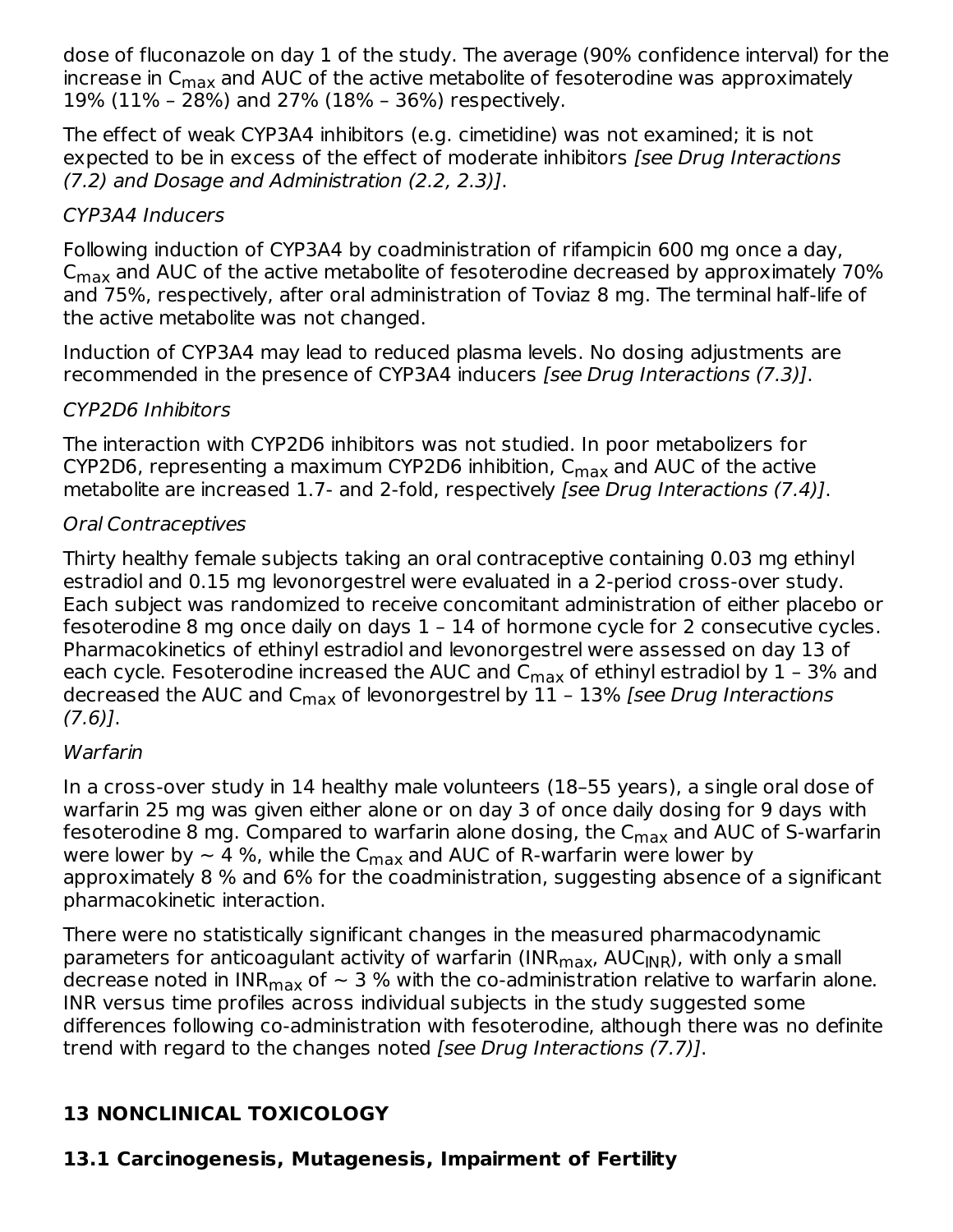dose of fluconazole on day 1 of the study. The average (90% confidence interval) for the increase in $C_{max}$ and AUC of the active metabolite of fesoterodine was approximately 19% (11% – 28%) and 27% (18% – 36%) respectively.

The effect of weak CYP3A4 inhibitors (e.g. cimetidine) was not examined; it is not expected to be in excess of the effect of moderate inhibitors *[see Drug Interactions (7.2) and Dosage and Administration (2.2, 2.3)]*.

*CYP3A4 Inducers*

Following induction of CYP3A4 by coadministration of rifampicin 600 mg once a day, $C_{max}$ and AUC of the active metabolite of fesoterodine decreased by approximately 70% and 75%, respectively, after oral administration of Toviaz 8 mg. The terminal half-life of the active metabolite was not changed.

Induction of CYP3A4 may lead to reduced plasma levels. No dosing adjustments are recommended in the presence of CYP3A4 inducers *[see Drug Interactions (7.3)]*.

*CYP2D6 Inhibitors*

The interaction with CYP2D6 inhibitors was not studied. In poor metabolizers for CYP2D6, representing a maximum CYP2D6 inhibition, $C_{max}$ and AUC of the active metabolite are increased 1.7- and 2-fold, respectively *[see Drug Interactions (7.4)]*.

*Oral Contraceptives*

Thirty healthy female subjects taking an oral contraceptive containing 0.03 mg ethinyl estradiol and 0.15 mg levonorgestrel were evaluated in a 2-period cross-over study. Each subject was randomized to receive concomitant administration of either placebo or fesoterodine 8 mg once daily on days 1 – 14 of hormone cycle for 2 consecutive cycles. Pharmacokinetics of ethinyl estradiol and levonorgestrel were assessed on day 13 of each cycle. Fesoterodine increased the AUC and $C_{max}$ of ethinyl estradiol by 1 – 3% and decreased the AUC and $C_{max}$ of levonorgestrel by 11 – 13% *[see Drug Interactions (7.6)]*.

*Warfarin*

In a cross-over study in 14 healthy male volunteers (18–55 years), a single oral dose of warfarin 25 mg was given either alone or on day 3 of once daily dosing for 9 days with fesoterodine 8 mg. Compared to warfarin alone dosing, the $C_{max}$ and AUC of S-warfarin were lower by ~ 4 %, while the $C_{max}$ and AUC of R-warfarin were lower by approximately 8 % and 6% for the coadministration, suggesting absence of a significant pharmacokinetic interaction.

There were no statistically significant changes in the measured pharmacodynamic parameters for anticoagulant activity of warfarin ($INR_{max}$, $AUC_{INR}$), with only a small decrease noted in $INR_{max}$ of ~ 3 % with the co-administration relative to warfarin alone. INR versus time profiles across individual subjects in the study suggested some differences following co-administration with fesoterodine, although there was no definite trend with regard to the changes noted *[see Drug Interactions (7.7)]*.

## 13 NONCLINICAL TOXICOLOGY

### 13.1 Carcinogenesis, Mutagenesis, Impairment of Fertility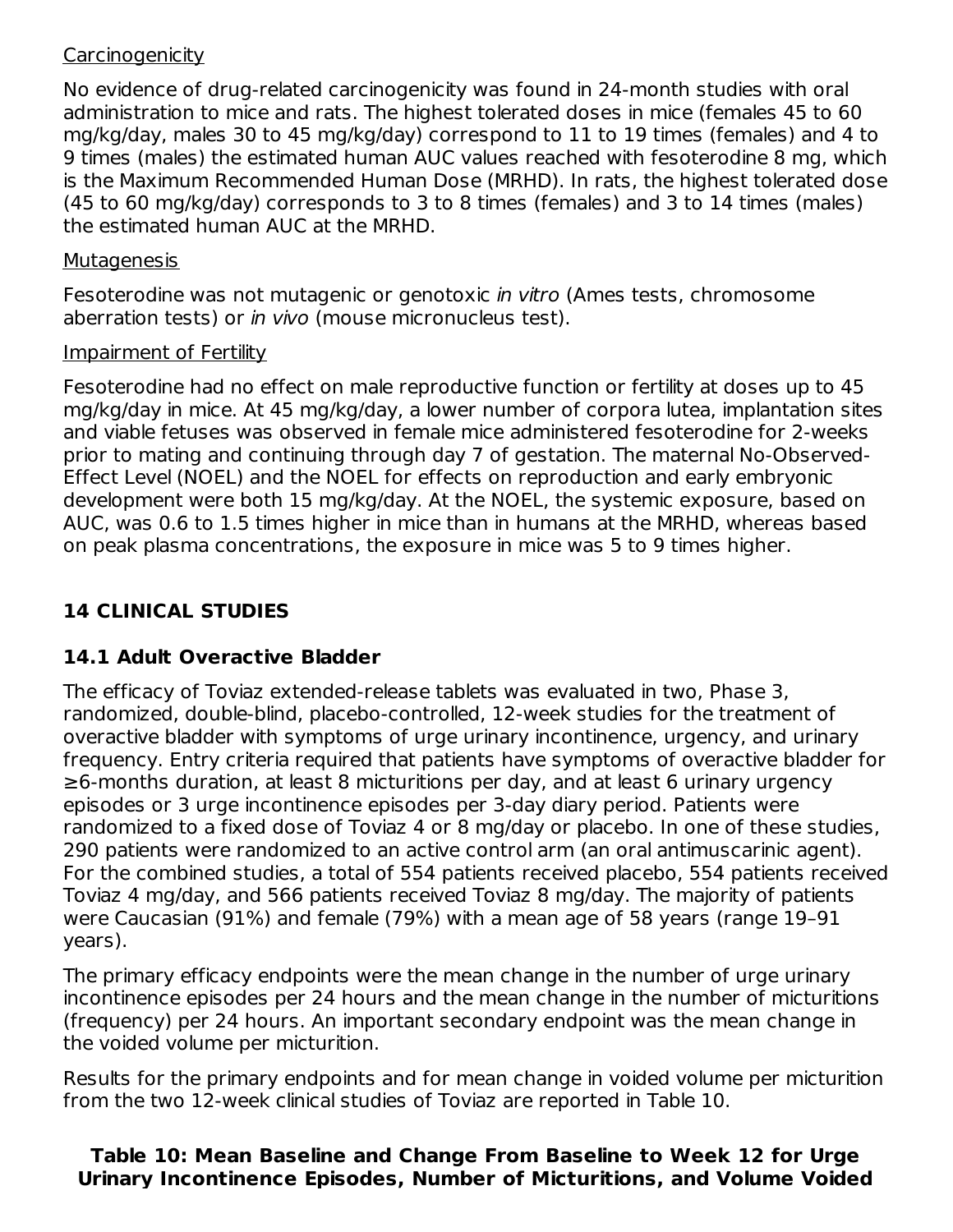Carcinogenicity

No evidence of drug-related carcinogenicity was found in 24-month studies with oral administration to mice and rats. The highest tolerated doses in mice (females 45 to 60 mg/kg/day, males 30 to 45 mg/kg/day) correspond to 11 to 19 times (females) and 4 to 9 times (males) the estimated human AUC values reached with fesoterodine 8 mg, which is the Maximum Recommended Human Dose (MRHD). In rats, the highest tolerated dose (45 to 60 mg/kg/day) corresponds to 3 to 8 times (females) and 3 to 14 times (males) the estimated human AUC at the MRHD.

Mutagenesis

Fesoterodine was not mutagenic or genotoxic *in vitro* (Ames tests, chromosome aberration tests) or *in vivo* (mouse micronucleus test).

Impairment of Fertility

Fesoterodine had no effect on male reproductive function or fertility at doses up to 45 mg/kg/day in mice. At 45 mg/kg/day, a lower number of corpora lutea, implantation sites and viable fetuses was observed in female mice administered fesoterodine for 2-weeks prior to mating and continuing through day 7 of gestation. The maternal No-Observed-Effect Level (NOEL) and the NOEL for effects on reproduction and early embryonic development were both 15 mg/kg/day. At the NOEL, the systemic exposure, based on AUC, was 0.6 to 1.5 times higher in mice than in humans at the MRHD, whereas based on peak plasma concentrations, the exposure in mice was 5 to 9 times higher.

## 14 CLINICAL STUDIES

### 14.1 Adult Overactive Bladder

The efficacy of Toviaz extended-release tablets was evaluated in two, Phase 3, randomized, double-blind, placebo-controlled, 12-week studies for the treatment of overactive bladder with symptoms of urge urinary incontinence, urgency, and urinary frequency. Entry criteria required that patients have symptoms of overactive bladder for ≥6-months duration, at least 8 micturitions per day, and at least 6 urinary urgency episodes or 3 urge incontinence episodes per 3-day diary period. Patients were randomized to a fixed dose of Toviaz 4 or 8 mg/day or placebo. In one of these studies, 290 patients were randomized to an active control arm (an oral antimuscarinic agent). For the combined studies, a total of 554 patients received placebo, 554 patients received Toviaz 4 mg/day, and 566 patients received Toviaz 8 mg/day. The majority of patients were Caucasian (91%) and female (79%) with a mean age of 58 years (range 19–91 years).

The primary efficacy endpoints were the mean change in the number of urge urinary incontinence episodes per 24 hours and the mean change in the number of micturitions (frequency) per 24 hours. An important secondary endpoint was the mean change in the voided volume per micturition.

Results for the primary endpoints and for mean change in voided volume per micturition from the two 12-week clinical studies of Toviaz are reported in Table 10.

**Table 10: Mean Baseline and Change From Baseline to Week 12 for Urge Urinary Incontinence Episodes, Number of Micturitions, and Volume Voided**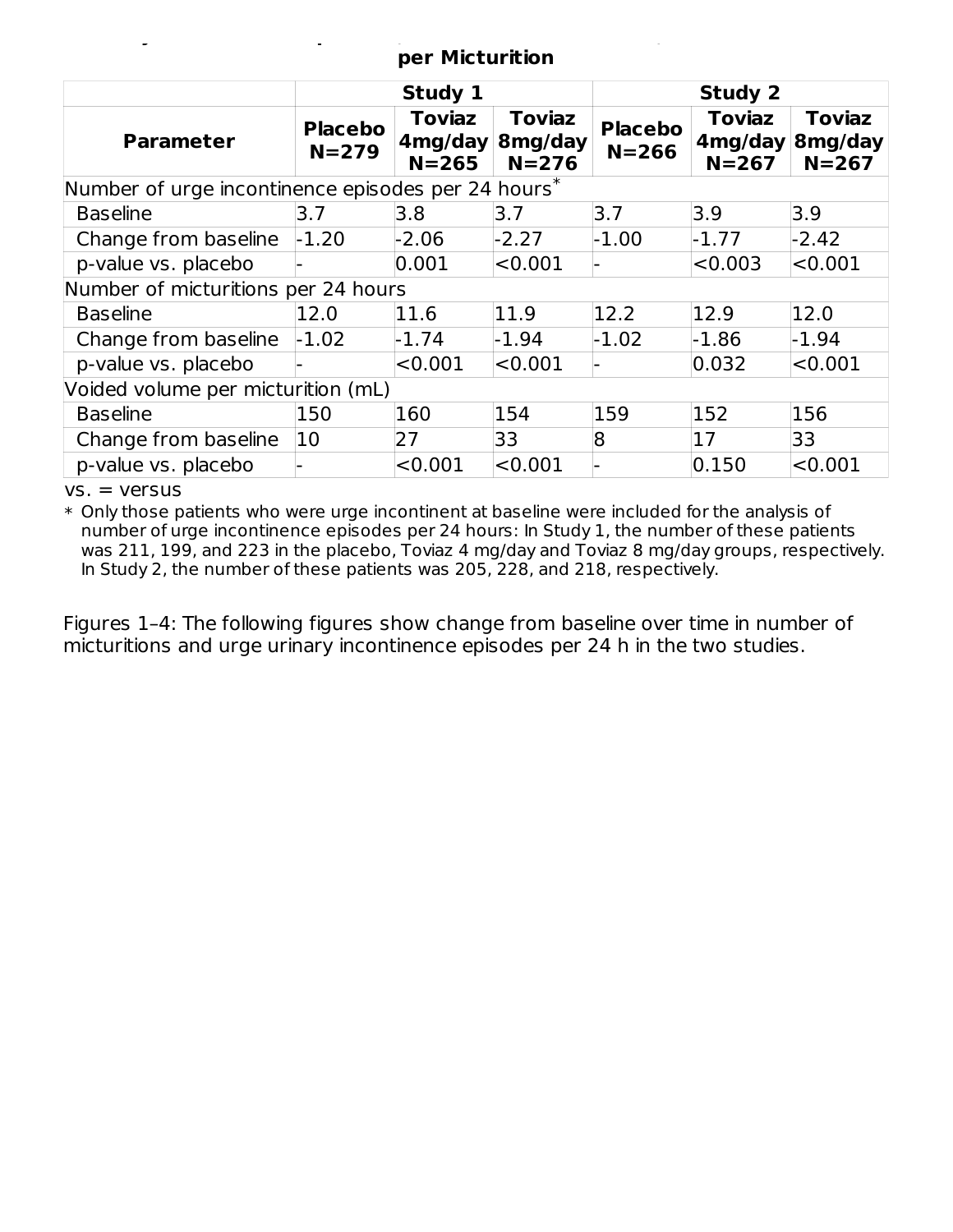**per Micturition**

| Parameter | Study 1 | | | Study 2 | | |
|---|---|---|---|---|---|---|
| | **Placebo N=279** | **Toviaz 4mg/day N=265** | **Toviaz 8mg/day N=276** | **Placebo N=266** | **Toviaz 4mg/day N=267** | **Toviaz 8mg/day N=267** |
| Number of urge incontinence episodes per 24 hours* | | | | | | |
| Baseline | 3.7 | 3.8 | 3.7 | 3.7 | 3.9 | 3.9 |
| Change from baseline | -1.20 | -2.06 | -2.27 | -1.00 | -1.77 | -2.42 |
| p-value vs. placebo | - | 0.001 | <0.001 | - | <0.003 | <0.001 |
| Number of micturitions per 24 hours | | | | | | |
| Baseline | 12.0 | 11.6 | 11.9 | 12.2 | 12.9 | 12.0 |
| Change from baseline | -1.02 | -1.74 | -1.94 | -1.02 | -1.86 | -1.94 |
| p-value vs. placebo | - | <0.001 | <0.001 | - | 0.032 | <0.001 |
| Voided volume per micturition (mL) | | | | | | |
| Baseline | 150 | 160 | 154 | 159 | 152 | 156 |
| Change from baseline | 10 | 27 | 33 | 8 | 17 | 33 |
| p-value vs. placebo | - | <0.001 | <0.001 | - | 0.150 | <0.001 |

vs. = versus

* Only those patients who were urge incontinent at baseline were included for the analysis of number of urge incontinence episodes per 24 hours: In Study 1, the number of these patients was 211, 199, and 223 in the placebo, Toviaz 4 mg/day and Toviaz 8 mg/day groups, respectively. In Study 2, the number of these patients was 205, 228, and 218, respectively.

Figures 1–4: The following figures show change from baseline over time in number of micturitions and urge urinary incontinence episodes per 24 h in the two studies.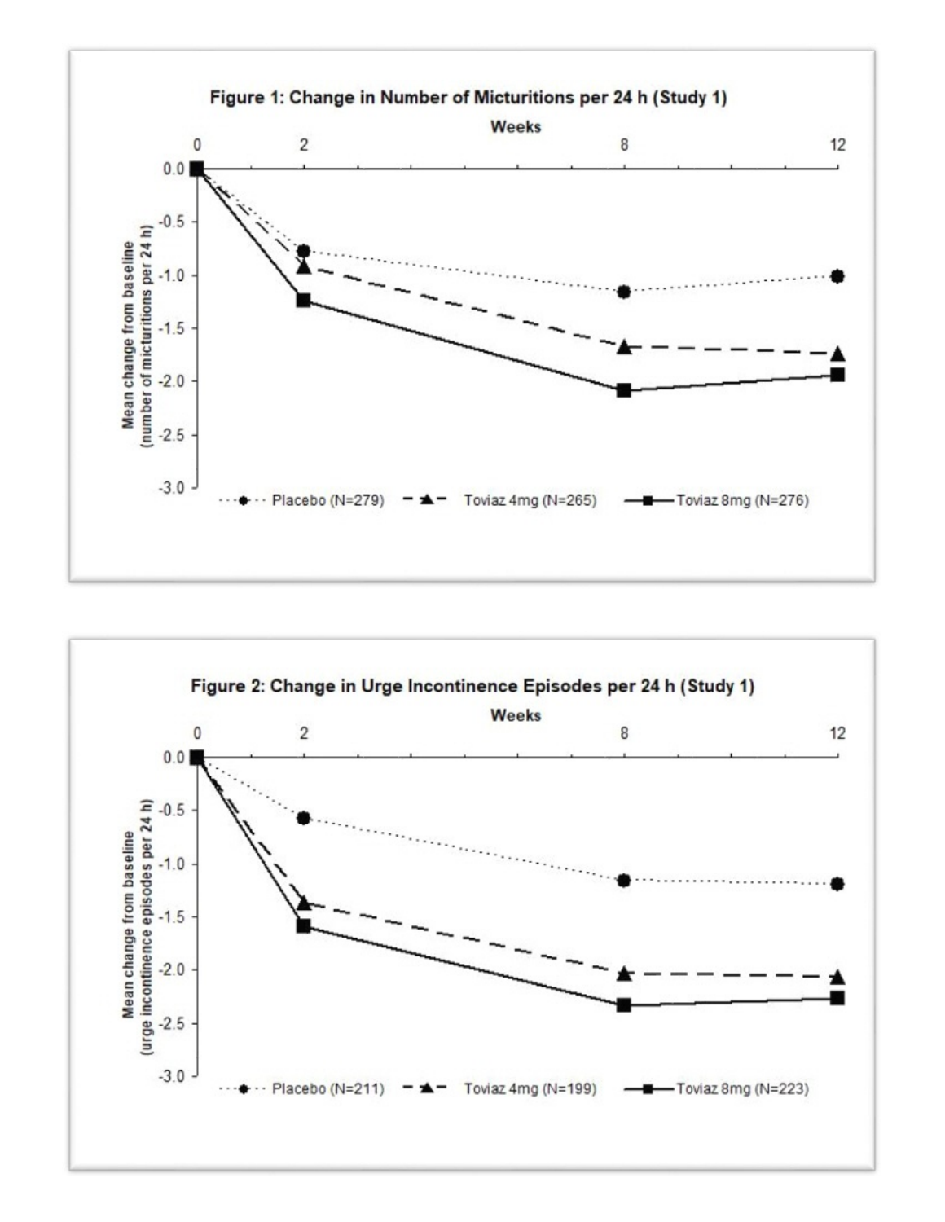**Figure 1: Change in Number of Micturitions per 24 h (Study 1)**

**Figure 2: Change in Urge Incontinence Episodes per 24 h (Study 1)**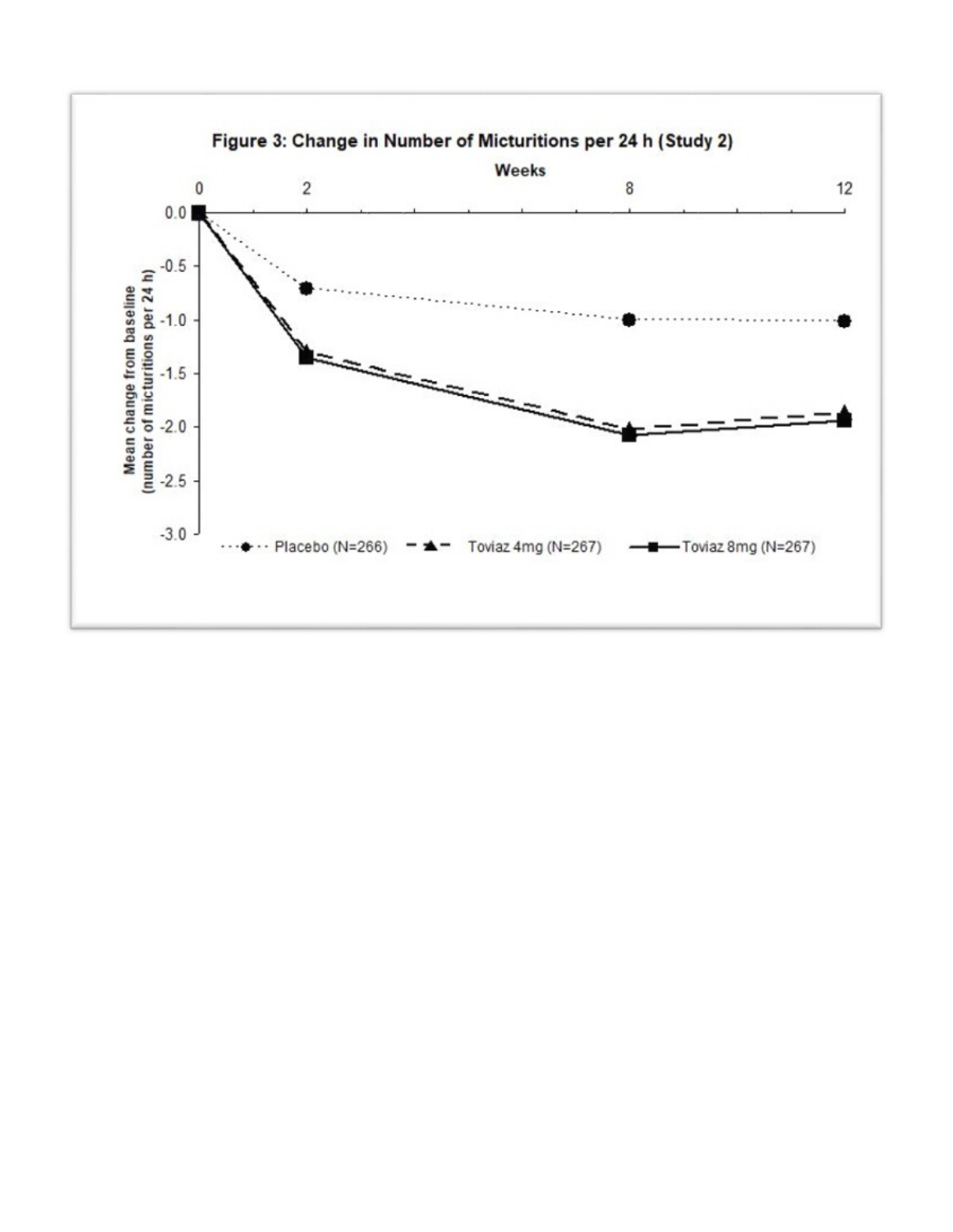**Figure 3: Change in Number of Micturitions per 24 h (Study 2)**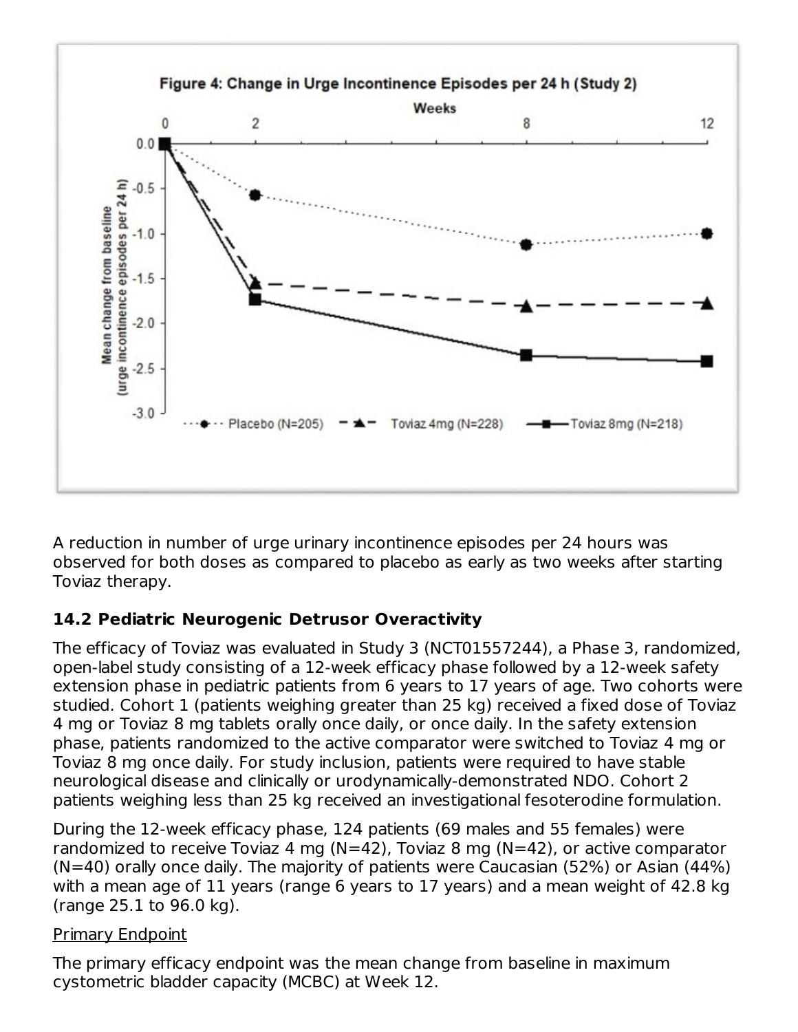Figure 4: Change in Urge Incontinence Episodes per 24 h (Study 2)

A reduction in number of urge urinary incontinence episodes per 24 hours was observed for both doses as compared to placebo as early as two weeks after starting Toviaz therapy.

### 14.2 Pediatric Neurogenic Detrusor Overactivity

The efficacy of Toviaz was evaluated in Study 3 (NCT01557244), a Phase 3, randomized, open-label study consisting of a 12-week efficacy phase followed by a 12-week safety extension phase in pediatric patients from 6 years to 17 years of age. Two cohorts were studied. Cohort 1 (patients weighing greater than 25 kg) received a fixed dose of Toviaz 4 mg or Toviaz 8 mg tablets orally once daily, or once daily. In the safety extension phase, patients randomized to the active comparator were switched to Toviaz 4 mg or Toviaz 8 mg once daily. For study inclusion, patients were required to have stable neurological disease and clinically or urodynamically-demonstrated NDO. Cohort 2 patients weighing less than 25 kg received an investigational fesoterodine formulation.

During the 12-week efficacy phase, 124 patients (69 males and 55 females) were randomized to receive Toviaz 4 mg (N=42), Toviaz 8 mg (N=42), or active comparator (N=40) orally once daily. The majority of patients were Caucasian (52%) or Asian (44%) with a mean age of 11 years (range 6 years to 17 years) and a mean weight of 42.8 kg (range 25.1 to 96.0 kg).

Primary Endpoint

The primary efficacy endpoint was the mean change from baseline in maximum cystometric bladder capacity (MCBC) at Week 12.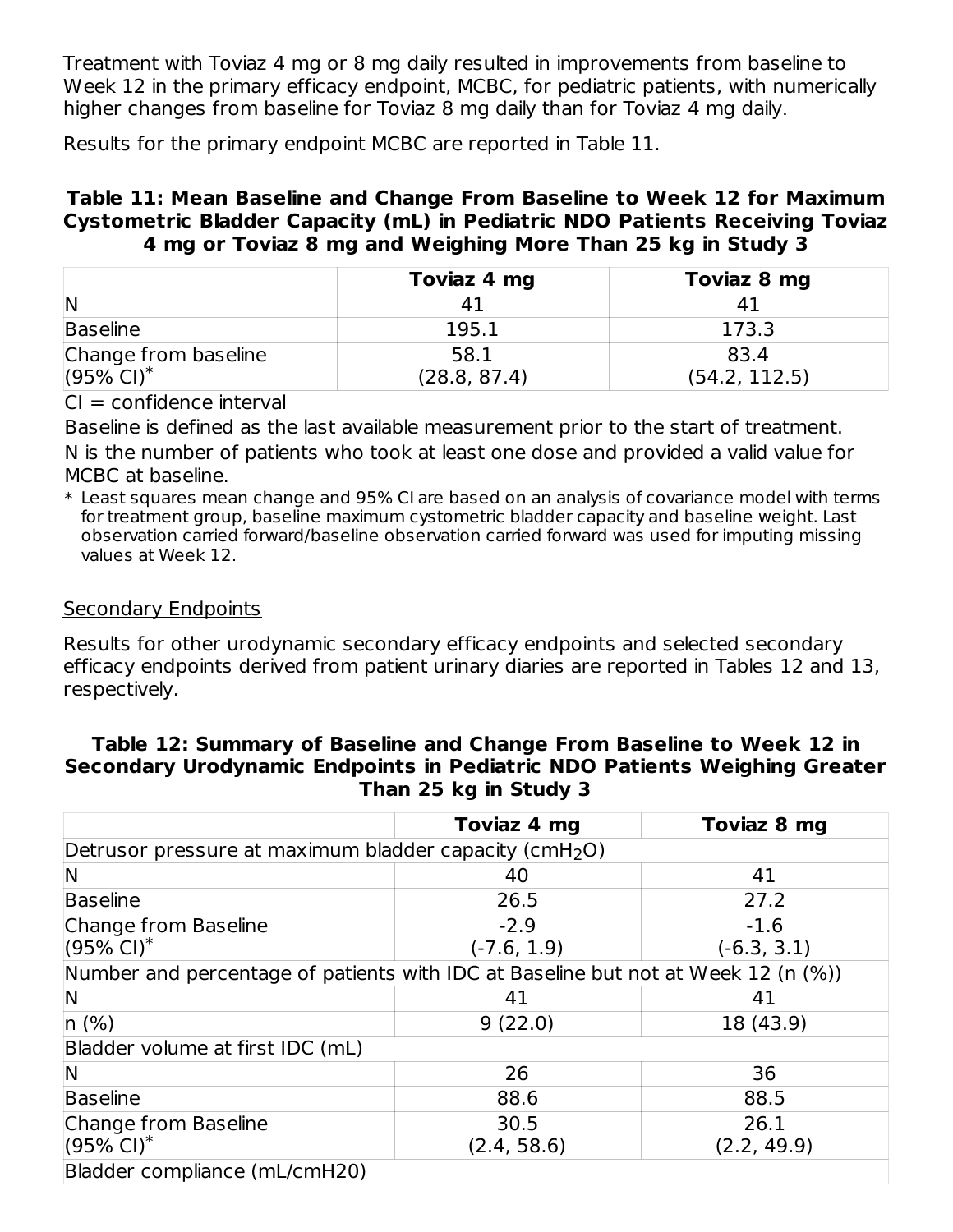Treatment with Toviaz 4 mg or 8 mg daily resulted in improvements from baseline to Week 12 in the primary efficacy endpoint, MCBC, for pediatric patients, with numerically higher changes from baseline for Toviaz 8 mg daily than for Toviaz 4 mg daily.

Results for the primary endpoint MCBC are reported in Table 11.

**Table 11: Mean Baseline and Change From Baseline to Week 12 for Maximum Cystometric Bladder Capacity (mL) in Pediatric NDO Patients Receiving Toviaz 4 mg or Toviaz 8 mg and Weighing More Than 25 kg in Study 3**

| | Toviaz 4 mg | Toviaz 8 mg |
|---|---|---|
| N | 41 | 41 |
| Baseline | 195.1 | 173.3 |
| Change from baseline (95% CI)* | 58.1 (28.8, 87.4) | 83.4 (54.2, 112.5) |

CI = confidence interval

Baseline is defined as the last available measurement prior to the start of treatment.

N is the number of patients who took at least one dose and provided a valid value for MCBC at baseline.

\* Least squares mean change and 95% CI are based on an analysis of covariance model with terms for treatment group, baseline maximum cystometric bladder capacity and baseline weight. Last observation carried forward/baseline observation carried forward was used for imputing missing values at Week 12.

Secondary Endpoints

Results for other urodynamic secondary efficacy endpoints and selected secondary efficacy endpoints derived from patient urinary diaries are reported in Tables 12 and 13, respectively.

**Table 12: Summary of Baseline and Change From Baseline to Week 12 in Secondary Urodynamic Endpoints in Pediatric NDO Patients Weighing Greater Than 25 kg in Study 3**

| | Toviaz 4 mg | Toviaz 8 mg |
|---|---|---|
| Detrusor pressure at maximum bladder capacity ($cmH_2O$) | | |
| N | 40 | 41 |
| Baseline | 26.5 | 27.2 |
| Change from Baseline (95% CI)* | -2.9 (-7.6, 1.9) | -1.6 (-6.3, 3.1) |
| Number and percentage of patients with IDC at Baseline but not at Week 12 (n (%)) | | |
| N | 41 | 41 |
| n (%) | 9 (22.0) | 18 (43.9) |
| Bladder volume at first IDC (mL) | | |
| N | 26 | 36 |
| Baseline | 88.6 | 88.5 |
| Change from Baseline (95% CI)* | 30.5 (2.4, 58.6) | 26.1 (2.2, 49.9) |
| Bladder compliance (mL/cmH20) | | |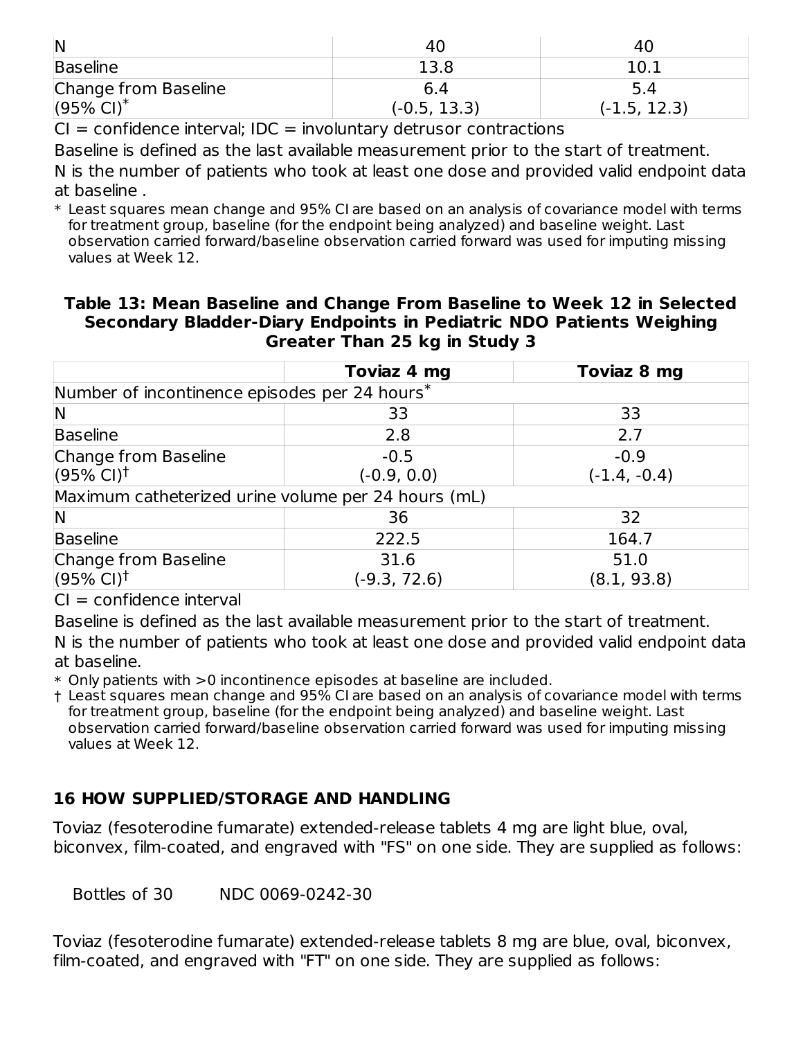| N | 40 | 40 |
|---|---|---|
| Baseline | 13.8 | 10.1 |
| Change from Baseline (95% CI)* | 6.4 (-0.5, 13.3) | 5.4 (-1.5, 12.3) |

CI = confidence interval; IDC = involuntary detrusor contractions

Baseline is defined as the last available measurement prior to the start of treatment.

N is the number of patients who took at least one dose and provided valid endpoint data at baseline .

* Least squares mean change and 95% CI are based on an analysis of covariance model with terms for treatment group, baseline (for the endpoint being analyzed) and baseline weight. Last observation carried forward/baseline observation carried forward was used for imputing missing values at Week 12.

**Table 13: Mean Baseline and Change From Baseline to Week 12 in Selected Secondary Bladder-Diary Endpoints in Pediatric NDO Patients Weighing Greater Than 25 kg in Study 3**

| | Toviaz 4 mg | Toviaz 8 mg |
|---|---|---|
| Number of incontinence episodes per 24 hours* | | |
| N | 33 | 33 |
| Baseline | 2.8 | 2.7 |
| Change from Baseline (95% CI)† | -0.5 (-0.9, 0.0) | -0.9 (-1.4, -0.4) |
| Maximum catheterized urine volume per 24 hours (mL) | | |
| N | 36 | 32 |
| Baseline | 222.5 | 164.7 |
| Change from Baseline (95% CI)† | 31.6 (-9.3, 72.6) | 51.0 (8.1, 93.8) |

CI = confidence interval

Baseline is defined as the last available measurement prior to the start of treatment.

N is the number of patients who took at least one dose and provided valid endpoint data at baseline.

* Only patients with >0 incontinence episodes at baseline are included.

† Least squares mean change and 95% CI are based on an analysis of covariance model with terms for treatment group, baseline (for the endpoint being analyzed) and baseline weight. Last observation carried forward/baseline observation carried forward was used for imputing missing values at Week 12.

## 16 HOW SUPPLIED/STORAGE AND HANDLING

Toviaz (fesoterodine fumarate) extended-release tablets 4 mg are light blue, oval, biconvex, film-coated, and engraved with "FS" on one side. They are supplied as follows:

Bottles of 30 NDC 0069-0242-30

Toviaz (fesoterodine fumarate) extended-release tablets 8 mg are blue, oval, biconvex, film-coated, and engraved with "FT" on one side. They are supplied as follows: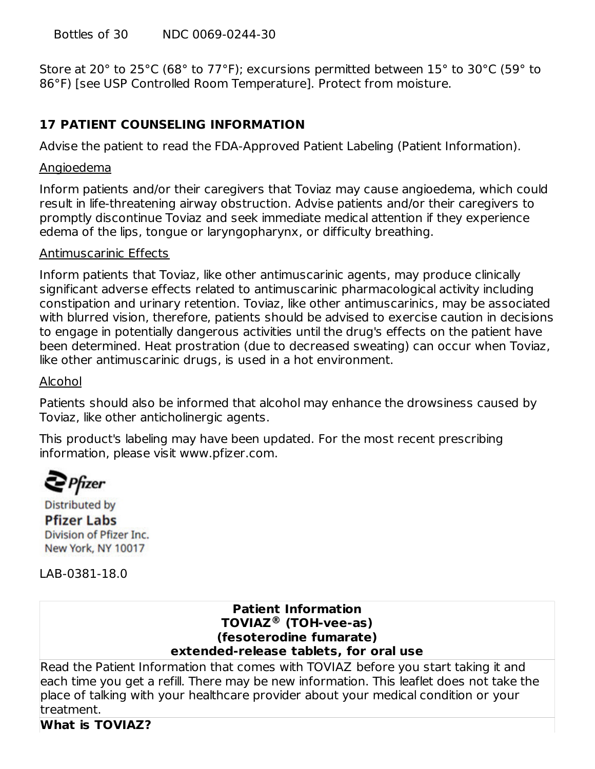Bottles of 30 NDC 0069-0244-30

Store at 20° to 25°C (68° to 77°F); excursions permitted between 15° to 30°C (59° to 86°F) [see USP Controlled Room Temperature]. Protect from moisture.

## 17 PATIENT COUNSELING INFORMATION

Advise the patient to read the FDA-Approved Patient Labeling (Patient Information).

Angioedema

Inform patients and/or their caregivers that Toviaz may cause angioedema, which could result in life-threatening airway obstruction. Advise patients and/or their caregivers to promptly discontinue Toviaz and seek immediate medical attention if they experience edema of the lips, tongue or laryngopharynx, or difficulty breathing.

Antimuscarinic Effects

Inform patients that Toviaz, like other antimuscarinic agents, may produce clinically significant adverse effects related to antimuscarinic pharmacological activity including constipation and urinary retention. Toviaz, like other antimuscarinics, may be associated with blurred vision, therefore, patients should be advised to exercise caution in decisions to engage in potentially dangerous activities until the drug's effects on the patient have been determined. Heat prostration (due to decreased sweating) can occur when Toviaz, like other antimuscarinic drugs, is used in a hot environment.

Alcohol

Patients should also be informed that alcohol may enhance the drowsiness caused by Toviaz, like other anticholinergic agents.

This product's labeling may have been updated. For the most recent prescribing information, please visit www.pfizer.com.

Pfizer

Distributed by
**Pfizer Labs**
Division of Pfizer Inc.
New York, NY 10017

LAB-0381-18.0

| **Patient Information**<br>**TOVIAZ® (TOH-vee-as)**<br>**(fesoterodine fumarate)**<br>**extended-release tablets, for oral use** |
|---|
| Read the Patient Information that comes with TOVIAZ before you start taking it and each time you get a refill. There may be new information. This leaflet does not take the place of talking with your healthcare provider about your medical condition or your treatment. |
| **What is TOVIAZ?** |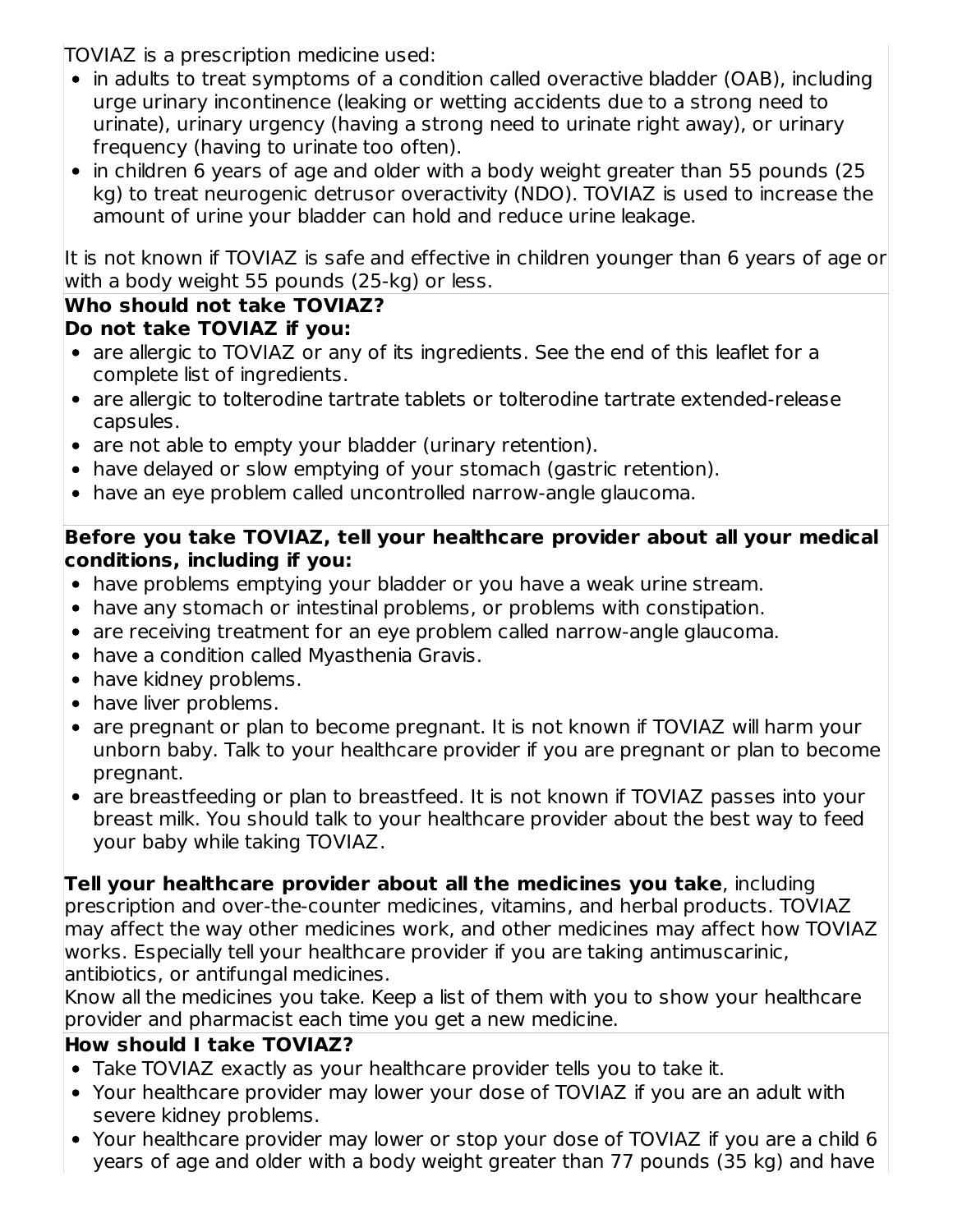TOVIAZ is a prescription medicine used:

- in adults to treat symptoms of a condition called overactive bladder (OAB), including urge urinary incontinence (leaking or wetting accidents due to a strong need to urinate), urinary urgency (having a strong need to urinate right away), or urinary frequency (having to urinate too often).
- in children 6 years of age and older with a body weight greater than 55 pounds (25 kg) to treat neurogenic detrusor overactivity (NDO). TOVIAZ is used to increase the amount of urine your bladder can hold and reduce urine leakage.

It is not known if TOVIAZ is safe and effective in children younger than 6 years of age or with a body weight 55 pounds (25-kg) or less.

**Who should not take TOVIAZ?**

**Do not take TOVIAZ if you:**

- are allergic to TOVIAZ or any of its ingredients. See the end of this leaflet for a complete list of ingredients.
- are allergic to tolterodine tartrate tablets or tolterodine tartrate extended-release capsules.
- are not able to empty your bladder (urinary retention).
- have delayed or slow emptying of your stomach (gastric retention).
- have an eye problem called uncontrolled narrow-angle glaucoma.

**Before you take TOVIAZ, tell your healthcare provider about all your medical conditions, including if you:**

- have problems emptying your bladder or you have a weak urine stream.
- have any stomach or intestinal problems, or problems with constipation.
- are receiving treatment for an eye problem called narrow-angle glaucoma.
- have a condition called Myasthenia Gravis.
- have kidney problems.
- have liver problems.
- are pregnant or plan to become pregnant. It is not known if TOVIAZ will harm your unborn baby. Talk to your healthcare provider if you are pregnant or plan to become pregnant.
- are breastfeeding or plan to breastfeed. It is not known if TOVIAZ passes into your breast milk. You should talk to your healthcare provider about the best way to feed your baby while taking TOVIAZ.

**Tell your healthcare provider about all the medicines you take**, including prescription and over-the-counter medicines, vitamins, and herbal products. TOVIAZ may affect the way other medicines work, and other medicines may affect how TOVIAZ works. Especially tell your healthcare provider if you are taking antimuscarinic, antibiotics, or antifungal medicines.

Know all the medicines you take. Keep a list of them with you to show your healthcare provider and pharmacist each time you get a new medicine.

**How should I take TOVIAZ?**

- Take TOVIAZ exactly as your healthcare provider tells you to take it.
- Your healthcare provider may lower your dose of TOVIAZ if you are an adult with severe kidney problems.
- Your healthcare provider may lower or stop your dose of TOVIAZ if you are a child 6 years of age and older with a body weight greater than 77 pounds (35 kg) and have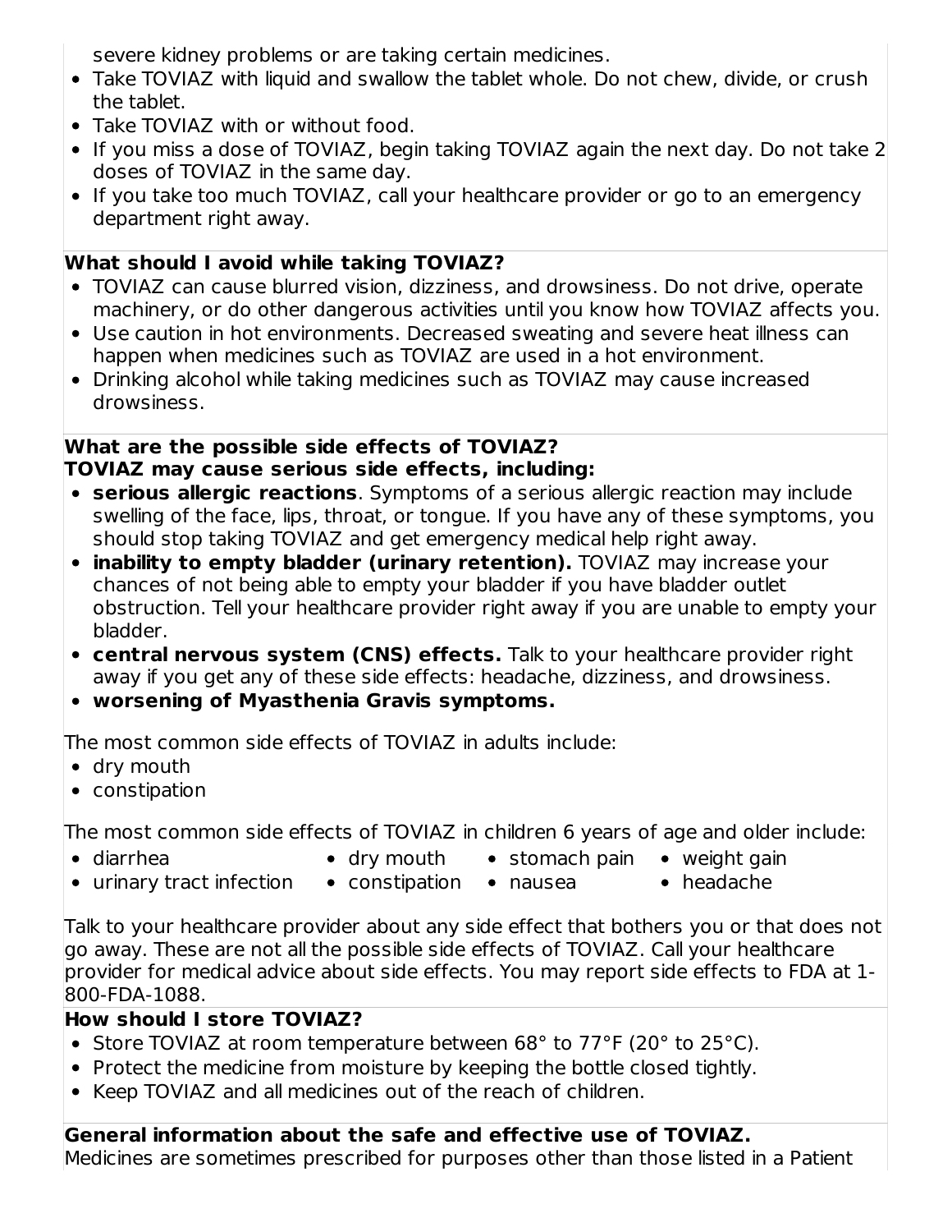severe kidney problems or are taking certain medicines.

- Take TOVIAZ with liquid and swallow the tablet whole. Do not chew, divide, or crush the tablet.
- Take TOVIAZ with or without food.
- If you miss a dose of TOVIAZ, begin taking TOVIAZ again the next day. Do not take 2 doses of TOVIAZ in the same day.
- If you take too much TOVIAZ, call your healthcare provider or go to an emergency department right away.

**What should I avoid while taking TOVIAZ?**

- TOVIAZ can cause blurred vision, dizziness, and drowsiness. Do not drive, operate machinery, or do other dangerous activities until you know how TOVIAZ affects you.
- Use caution in hot environments. Decreased sweating and severe heat illness can happen when medicines such as TOVIAZ are used in a hot environment.
- Drinking alcohol while taking medicines such as TOVIAZ may cause increased drowsiness.

**What are the possible side effects of TOVIAZ?**
**TOVIAZ may cause serious side effects, including:**

- **serious allergic reactions**. Symptoms of a serious allergic reaction may include swelling of the face, lips, throat, or tongue. If you have any of these symptoms, you should stop taking TOVIAZ and get emergency medical help right away.
- **inability to empty bladder (urinary retention).** TOVIAZ may increase your chances of not being able to empty your bladder if you have bladder outlet obstruction. Tell your healthcare provider right away if you are unable to empty your bladder.
- **central nervous system (CNS) effects.** Talk to your healthcare provider right away if you get any of these side effects: headache, dizziness, and drowsiness.
- **worsening of Myasthenia Gravis symptoms.**

The most common side effects of TOVIAZ in adults include:

- dry mouth
- constipation

The most common side effects of TOVIAZ in children 6 years of age and older include:

- diarrhea
- urinary tract infection
- dry mouth
- constipation
- stomach pain
- nausea
- weight gain
- headache

Talk to your healthcare provider about any side effect that bothers you or that does not go away. These are not all the possible side effects of TOVIAZ. Call your healthcare provider for medical advice about side effects. You may report side effects to FDA at 1-800-FDA-1088.

**How should I store TOVIAZ?**

- Store TOVIAZ at room temperature between 68° to 77°F (20° to 25°C).
- Protect the medicine from moisture by keeping the bottle closed tightly.
- Keep TOVIAZ and all medicines out of the reach of children.

**General information about the safe and effective use of TOVIAZ.**
Medicines are sometimes prescribed for purposes other than those listed in a Patient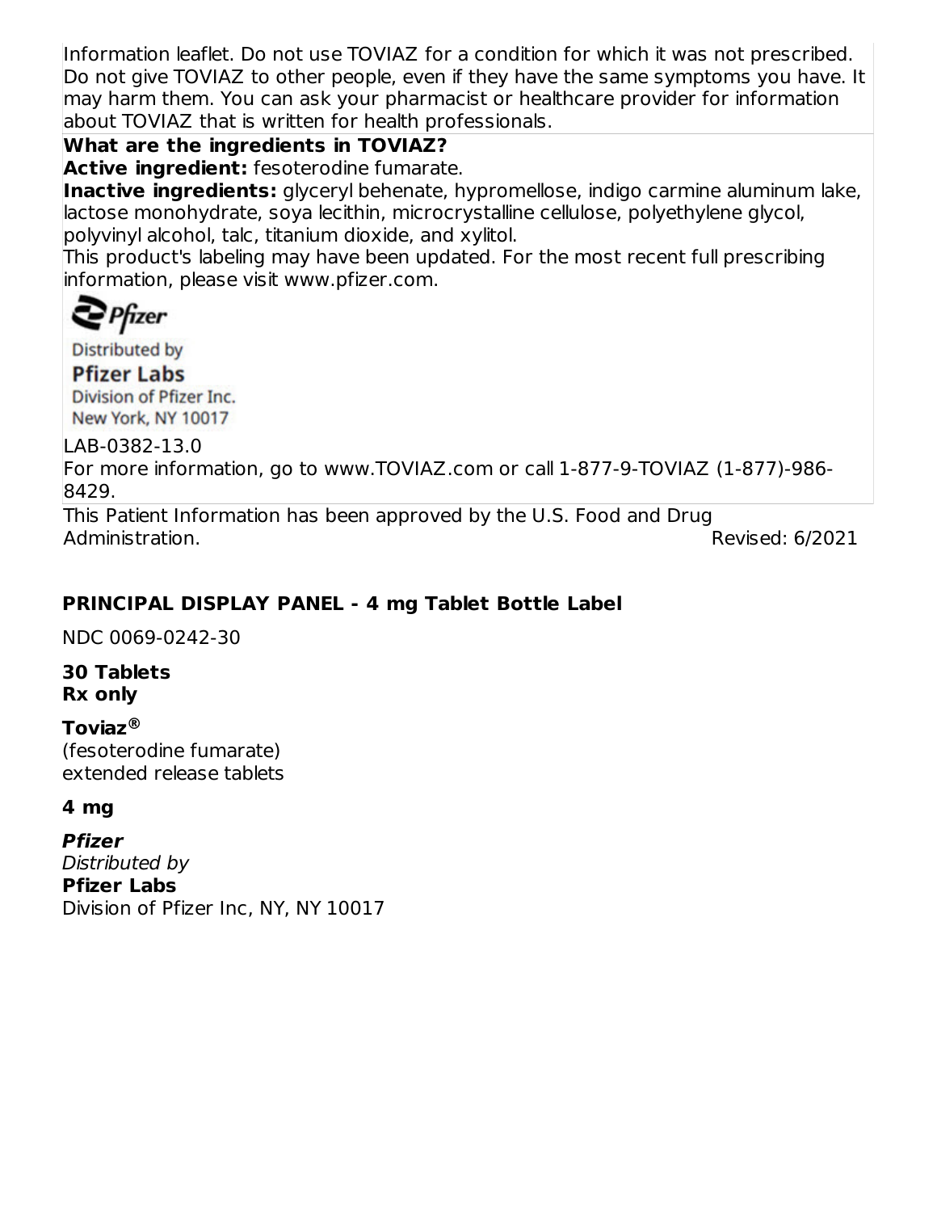Information leaflet. Do not use TOVIAZ for a condition for which it was not prescribed. Do not give TOVIAZ to other people, even if they have the same symptoms you have. It may harm them. You can ask your pharmacist or healthcare provider for information about TOVIAZ that is written for health professionals.

**What are the ingredients in TOVIAZ?**

**Active ingredient:** fesoterodine fumarate.

**Inactive ingredients:** glyceryl behenate, hypromellose, indigo carmine aluminum lake, lactose monohydrate, soya lecithin, microcrystalline cellulose, polyethylene glycol, polyvinyl alcohol, talc, titanium dioxide, and xylitol.

This product's labeling may have been updated. For the most recent full prescribing information, please visit www.pfizer.com.

Pfizer

Distributed by

**Pfizer Labs**

Division of Pfizer Inc.

New York, NY 10017

LAB-0382-13.0

For more information, go to www.TOVIAZ.com or call 1-877-9-TOVIAZ (1-877)-986-8429.

This Patient Information has been approved by the U.S. Food and Drug Administration. Revised: 6/2021

## PRINCIPAL DISPLAY PANEL - 4 mg Tablet Bottle Label

NDC 0069-0242-30

**30 Tablets**
**Rx only**

**Toviaz®**
(fesoterodine fumarate)
extended release tablets

**4 mg**

***Pfizer***
*Distributed by*
**Pfizer Labs**
Division of Pfizer Inc, NY, NY 10017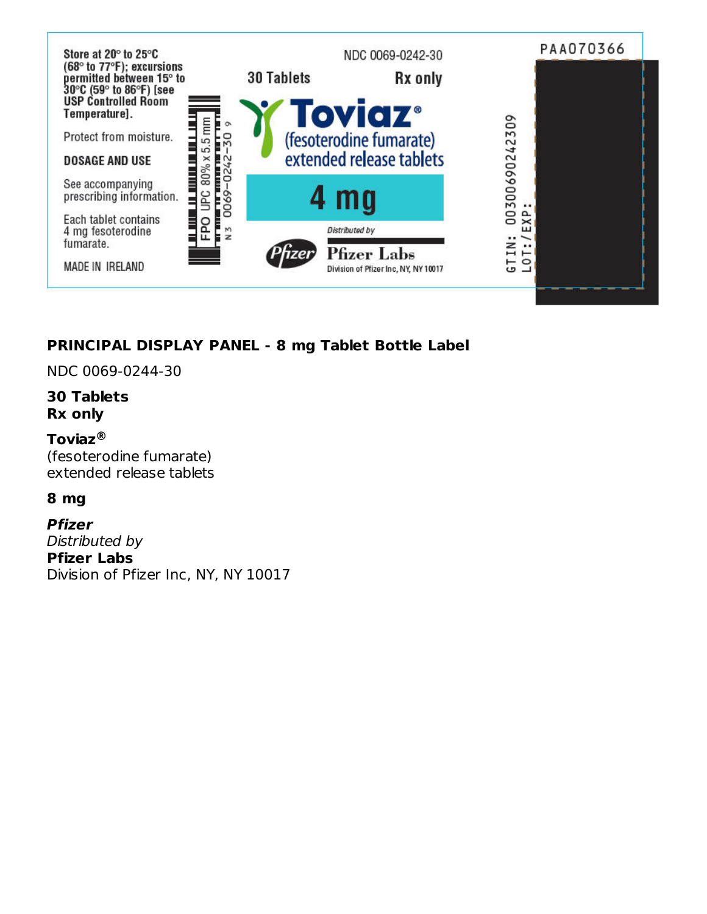Store at 20° to 25°C (68° to 77°F); excursions permitted between 15° to 30°C (59° to 86°F) [see USP Controlled Room Temperature].

Protect from moisture.

**DOSAGE AND USE**

See accompanying prescribing information.

Each tablet contains 4 mg fesoterodine fumarate.

MADE IN IRELAND

FPO UPC 80% x 5.5 mm

N 3 0069-0242-30 9

NDC 0069-0242-30

30 Tablets

Rx only

**Toviaz®**

(fesoterodine fumarate) extended release tablets

**4 mg**

*Distributed by*

Pfizer

**Pfizer Labs**

Division of Pfizer Inc, NY, NY 10017

GTIN: 00300690242309

LOT:/EXP:

PAA070366

## PRINCIPAL DISPLAY PANEL - 8 mg Tablet Bottle Label

NDC 0069-0244-30

**30 Tablets**
**Rx only**

**Toviaz®**
(fesoterodine fumarate)
extended release tablets

**8 mg**

***Pfizer***
*Distributed by*
**Pfizer Labs**
Division of Pfizer Inc, NY, NY 10017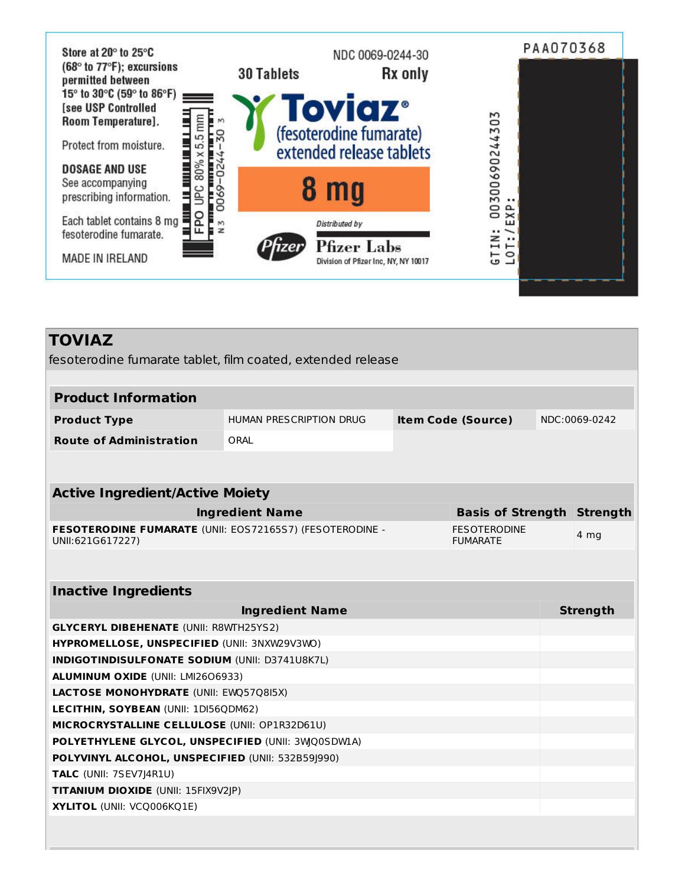Store at 20° to 25°C (68° to 77°F); excursions permitted between 15° to 30°C (59° to 86°F) [see USP Controlled Room Temperature].

Protect from moisture.

DOSAGE AND USE
See accompanying prescribing information.

Each tablet contains 8 mg fesoterodine fumarate.

MADE IN IRELAND

FPO UPC 80% x 5.5 mm

N 3 0069-0244-30 3

NDC 0069-0244-30

30 Tablets

Rx only

**Toviaz®**
(fesoterodine fumarate)
extended release tablets

**8 mg**

Distributed by
Pfizer Labs
Division of Pfizer Inc, NY, NY 10017

PAA070368

GTIN: 00300690244303

LOT:/EXP:

# TOVIAZ

fesoterodine fumarate tablet, film coated, extended release

## Product Information

| | | | |
|---|---|---|---|
| **Product Type** | HUMAN PRESCRIPTION DRUG | **Item Code (Source)** | NDC:0069-0242 |
| **Route of Administration** | ORAL | | |

## Active Ingredient/Active Moiety

| Ingredient Name | Basis of Strength | Strength |
|---|---|---|
| **FESOTERODINE FUMARATE** (UNII: EOS72165S7) (FESOTERODINE - UNII:621G617227) | FESOTERODINE FUMARATE | 4 mg |

## Inactive Ingredients

| Ingredient Name | Strength |
|---|---|
| **GLYCERYL DIBEHENATE** (UNII: R8WTH25YS2) | |
| **HYPROMELLOSE, UNSPECIFIED** (UNII: 3NXW29V3WO) | |
| **INDIGOTINDISULFONATE SODIUM** (UNII: D3741U8K7L) | |
| **ALUMINUM OXIDE** (UNII: LMI26O6933) | |
| **LACTOSE MONOHYDRATE** (UNII: EWQ57Q8I5X) | |
| **LECITHIN, SOYBEAN** (UNII: 1DI56QDM62) | |
| **MICROCRYSTALLINE CELLULOSE** (UNII: OP1R32D61U) | |
| **POLYETHYLENE GLYCOL, UNSPECIFIED** (UNII: 3WQ0SDW1A) | |
| **POLYVINYL ALCOHOL, UNSPECIFIED** (UNII: 532B59J990) | |
| **TALC** (UNII: 7SEV7J4R1U) | |
| **TITANIUM DIOXIDE** (UNII: 15FIX9V2JP) | |
| **XYLITOL** (UNII: VCQ006KQ1E) | |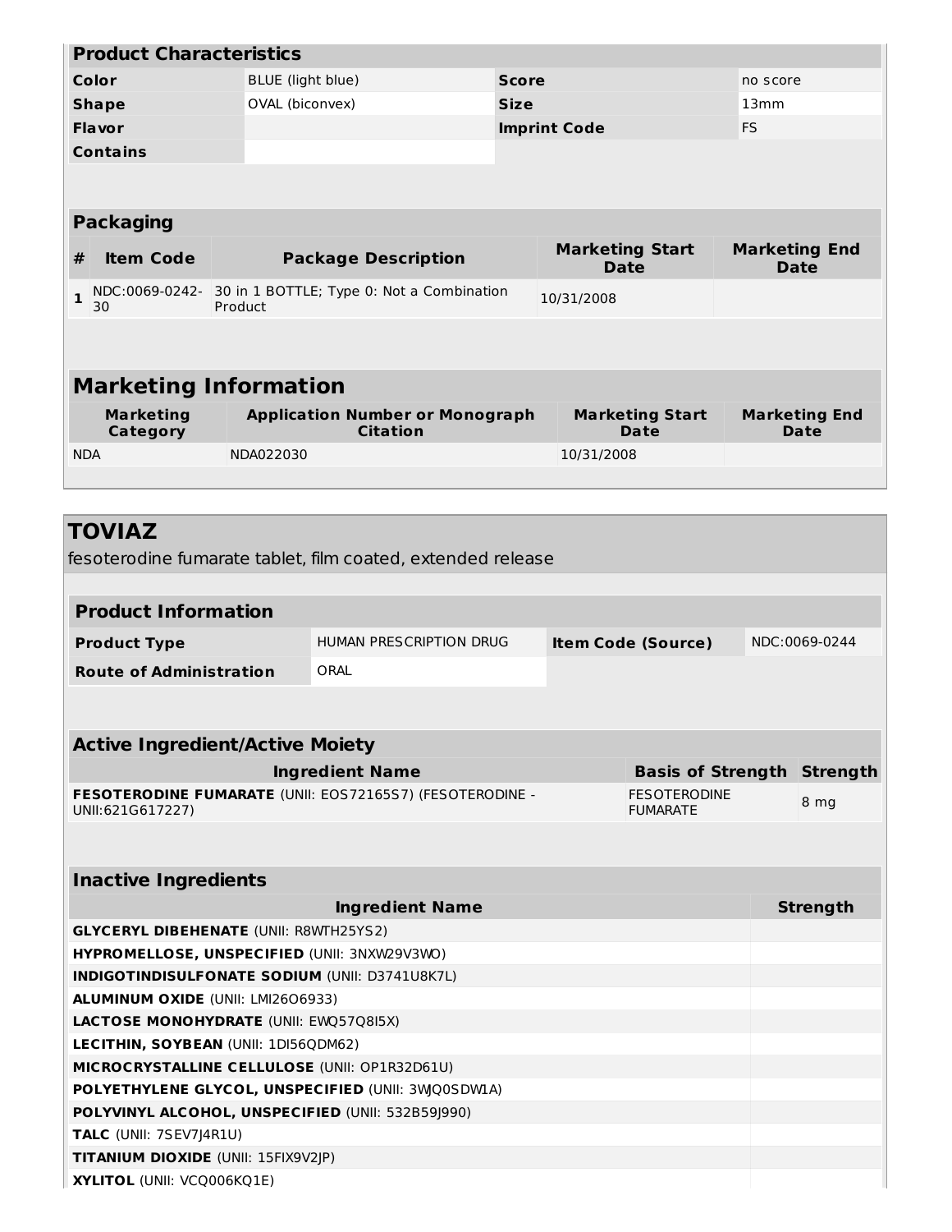## Product Characteristics

| Color | BLUE (light blue) | Score | no score |
|---|---|---|---|
| Shape | OVAL (biconvex) | Size | 13mm |
| Flavor | | Imprint Code | FS |
| Contains | | | |

## Packaging

| # | Item Code | Package Description | Marketing Start Date | Marketing End Date |
|---|---|---|---|---|
| 1 | NDC:0069-0242-30 | 30 in 1 BOTTLE; Type 0: Not a Combination Product | 10/31/2008 | |

## Marketing Information

| Marketing Category | Application Number or Monograph Citation | Marketing Start Date | Marketing End Date |
|---|---|---|---|
| NDA | NDA022030 | 10/31/2008 | |

# TOVIAZ

fesoterodine fumarate tablet, film coated, extended release

## Product Information

| Product Type | HUMAN PRESCRIPTION DRUG | Item Code (Source) | NDC:0069-0244 |
|---|---|---|---|
| Route of Administration | ORAL | | |

## Active Ingredient/Active Moiety

| Ingredient Name | Basis of Strength | Strength |
|---|---|---|
| **FESOTERODINE FUMARATE** (UNII: EOS72165S7) (FESOTERODINE - UNII:621G617227) | FESOTERODINE FUMARATE | 8 mg |

## Inactive Ingredients

| Ingredient Name | Strength |
|---|---|
| **GLYCERYL DIBEHENATE** (UNII: R8WTH25YS2) | |
| **HYPROMELLOSE, UNSPECIFIED** (UNII: 3NXW29V3WO) | |
| **INDIGOTINDISULFONATE SODIUM** (UNII: D3741U8K7L) | |
| **ALUMINUM OXIDE** (UNII: LMI26O6933) | |
| **LACTOSE MONOHYDRATE** (UNII: EWQ57Q8I5X) | |
| **LECITHIN, SOYBEAN** (UNII: 1DI56QDM62) | |
| **MICROCRYSTALLINE CELLULOSE** (UNII: OP1R32D61U) | |
| **POLYETHYLENE GLYCOL, UNSPECIFIED** (UNII: 3WJQ0SDW1A) | |
| **POLYVINYL ALCOHOL, UNSPECIFIED** (UNII: 532B59J990) | |
| **TALC** (UNII: 7SEV7J4R1U) | |
| **TITANIUM DIOXIDE** (UNII: 15FIX9V2JP) | |
| **XYLITOL** (UNII: VCQ006KQ1E) | |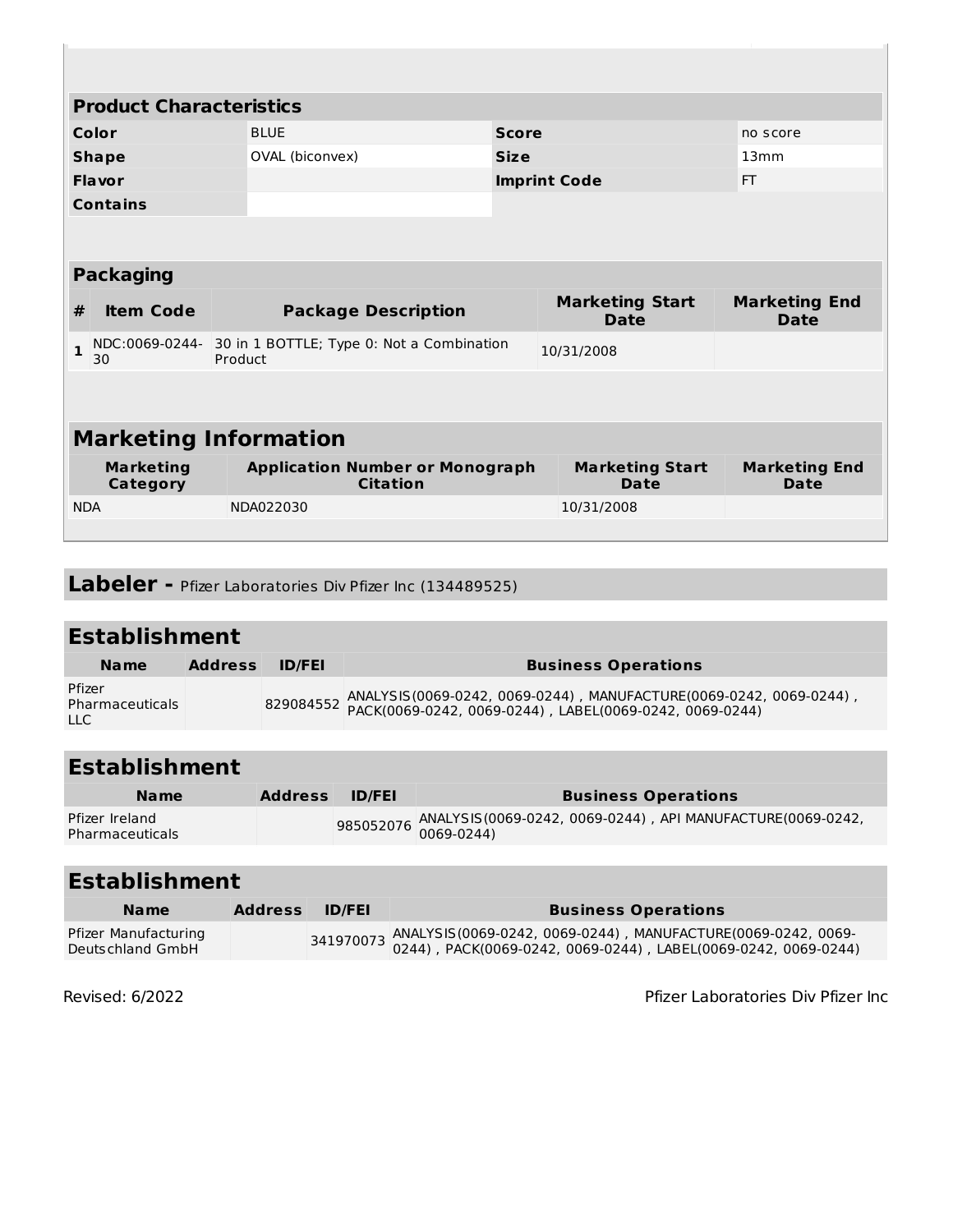## Product Characteristics

| | | | |
|---|---|---|---|
| **Color** | BLUE | **Score** | no score |
| **Shape** | OVAL (biconvex) | **Size** | 13mm |
| **Flavor** | | **Imprint Code** | FT |
| **Contains** | | | |

## Packaging

| # | Item Code | Package Description | Marketing Start Date | Marketing End Date |
|---|---|---|---|---|
| 1 | NDC:0069-0244-30 | 30 in 1 BOTTLE; Type 0: Not a Combination Product | 10/31/2008 | |

## Marketing Information

| Marketing Category | Application Number or Monograph Citation | Marketing Start Date | Marketing End Date |
|---|---|---|---|
| NDA | NDA022030 | 10/31/2008 | |

## Labeler - Pfizer Laboratories Div Pfizer Inc (134489525)

## Establishment

| Name | Address | ID/FEI | Business Operations |
|---|---|---|---|
| Pfizer Pharmaceuticals LLC | | 829084552 | ANALYSIS(0069-0242, 0069-0244) , MANUFACTURE(0069-0242, 0069-0244) , PACK(0069-0242, 0069-0244) , LABEL(0069-0242, 0069-0244) |

## Establishment

| Name | Address | ID/FEI | Business Operations |
|---|---|---|---|
| Pfizer Ireland Pharmaceuticals | | 985052076 | ANALYSIS(0069-0242, 0069-0244) , API MANUFACTURE(0069-0242, 0069-0244) |

## Establishment

| Name | Address | ID/FEI | Business Operations |
|---|---|---|---|
| Pfizer Manufacturing Deutschland GmbH | | 341970073 | ANALYSIS(0069-0242, 0069-0244) , MANUFACTURE(0069-0242, 0069-0244) , PACK(0069-0242, 0069-0244) , LABEL(0069-0242, 0069-0244) |

Revised: 6/2022

Pfizer Laboratories Div Pfizer Inc